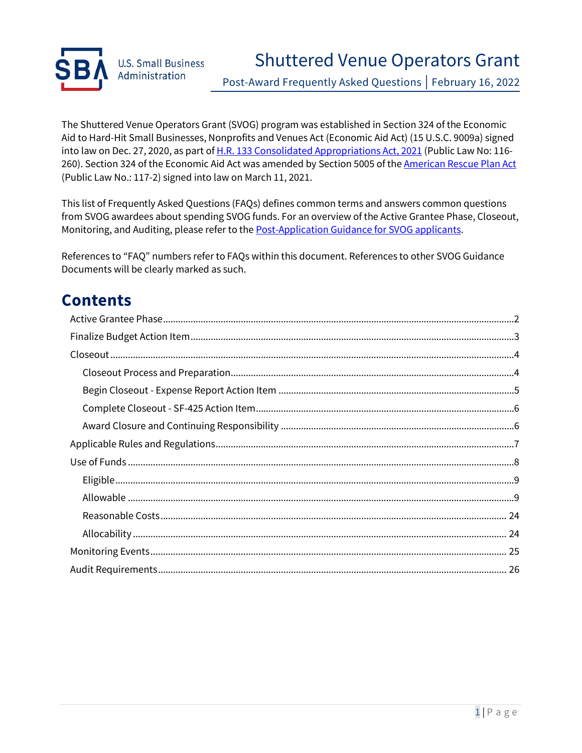# Shuttered Venue Operators Grant

Post-Award Frequently Asked Questions | February 16, 2022

The Shuttered Venue Operators Grant (SVOG) program was established in Section 324 of the Economic Aid to Hard-Hit Small Businesses, Nonprofits and Venues Act (Economic Aid Act) (15 U.S.C. 9009a) signed into law on Dec. 27, 2020, as part of H.R. 133 Consolidated Appropriations Act, 2021 (Public Law No: 116-260). Section 324 of the Economic Aid Act was amended by Section 5005 of the American Rescue Plan Act (Public Law No.: 117-2) signed into law on March 11, 2021.

This list of Frequently Asked Questions (FAQs) defines common terms and answers common questions from SVOG awardees about spending SVOG funds. For an overview of the Active Grantee Phase, Closeout, Monitoring, and Auditing, please refer to the Post-Application Guidance for SVOG applicants.

References to "FAQ" numbers refer to FAQs within this document. References to other SVOG Guidance Documents will be clearly marked as such.

## Contents

- Active Grantee Phase ..... 2
- Finalize Budget Action Item ..... 3
- Closeout ..... 4
  - Closeout Process and Preparation ..... 4
  - Begin Closeout - Expense Report Action Item ..... 5
  - Complete Closeout - SF-425 Action Item ..... 6
  - Award Closure and Continuing Responsibility ..... 6
- Applicable Rules and Regulations ..... 7
- Use of Funds ..... 8
  - Eligible ..... 9
  - Allowable ..... 9
  - Reasonable Costs ..... 24
  - Allocability ..... 24
- Monitoring Events ..... 25
- Audit Requirements ..... 26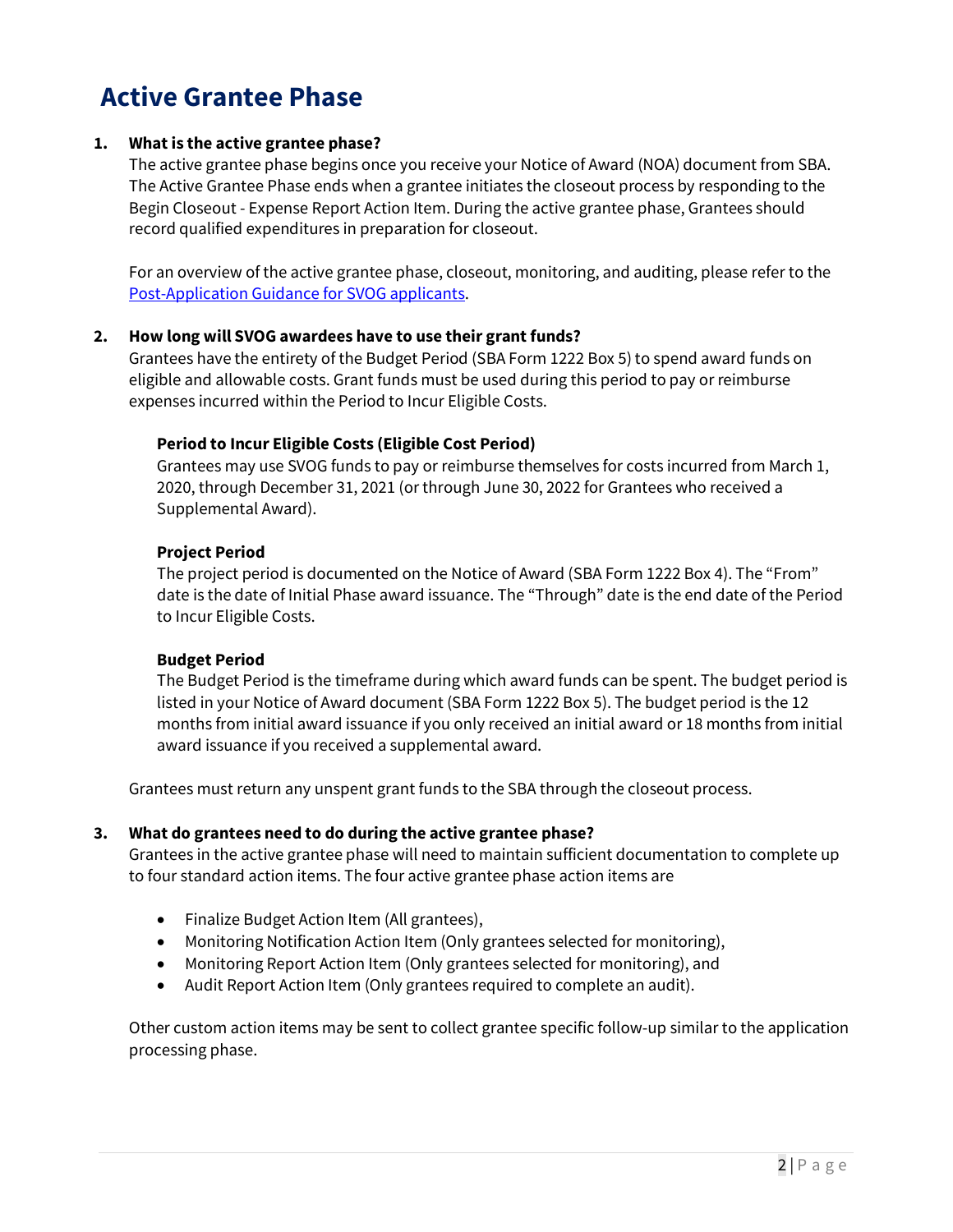# Active Grantee Phase

1. **What is the active grantee phase?**
   The active grantee phase begins once you receive your Notice of Award (NOA) document from SBA. The Active Grantee Phase ends when a grantee initiates the closeout process by responding to the Begin Closeout - Expense Report Action Item. During the active grantee phase, Grantees should record qualified expenditures in preparation for closeout.

   For an overview of the active grantee phase, closeout, monitoring, and auditing, please refer to the [Post-Application Guidance for SVOG applicants](Post-Application Guidance for SVOG applicants).

2. **How long will SVOG awardees have to use their grant funds?**
   Grantees have the entirety of the Budget Period (SBA Form 1222 Box 5) to spend award funds on eligible and allowable costs. Grant funds must be used during this period to pay or reimburse expenses incurred within the Period to Incur Eligible Costs.

   **Period to Incur Eligible Costs (Eligible Cost Period)**
   Grantees may use SVOG funds to pay or reimburse themselves for costs incurred from March 1, 2020, through December 31, 2021 (or through June 30, 2022 for Grantees who received a Supplemental Award).

   **Project Period**
   The project period is documented on the Notice of Award (SBA Form 1222 Box 4). The "From" date is the date of Initial Phase award issuance. The "Through" date is the end date of the Period to Incur Eligible Costs.

   **Budget Period**
   The Budget Period is the timeframe during which award funds can be spent. The budget period is listed in your Notice of Award document (SBA Form 1222 Box 5). The budget period is the 12 months from initial award issuance if you only received an initial award or 18 months from initial award issuance if you received a supplemental award.

   Grantees must return any unspent grant funds to the SBA through the closeout process.

3. **What do grantees need to do during the active grantee phase?**
   Grantees in the active grantee phase will need to maintain sufficient documentation to complete up to four standard action items. The four active grantee phase action items are

   - Finalize Budget Action Item (All grantees),
   - Monitoring Notification Action Item (Only grantees selected for monitoring),
   - Monitoring Report Action Item (Only grantees selected for monitoring), and
   - Audit Report Action Item (Only grantees required to complete an audit).

   Other custom action items may be sent to collect grantee specific follow-up similar to the application processing phase.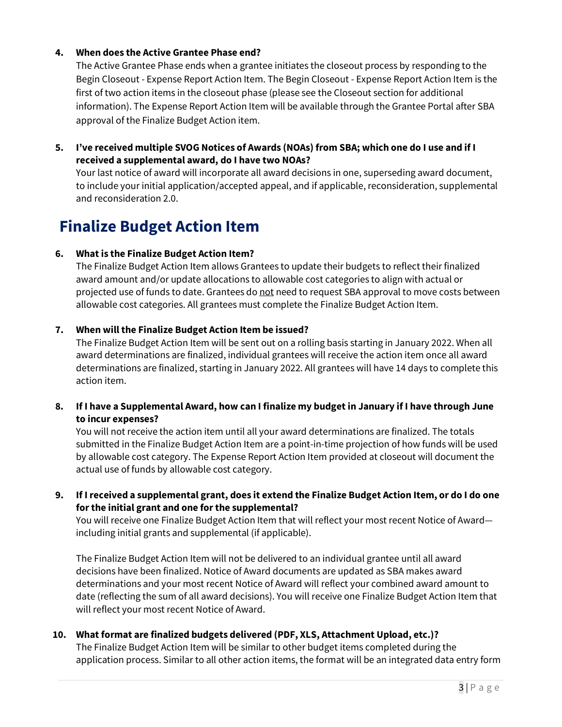4. **When does the Active Grantee Phase end?**
   The Active Grantee Phase ends when a grantee initiates the closeout process by responding to the Begin Closeout - Expense Report Action Item. The Begin Closeout - Expense Report Action Item is the first of two action items in the closeout phase (please see the Closeout section for additional information). The Expense Report Action Item will be available through the Grantee Portal after SBA approval of the Finalize Budget Action item.

5. **I've received multiple SVOG Notices of Awards (NOAs) from SBA; which one do I use and if I received a supplemental award, do I have two NOAs?**
   Your last notice of award will incorporate all award decisions in one, superseding award document, to include your initial application/accepted appeal, and if applicable, reconsideration, supplemental and reconsideration 2.0.

## Finalize Budget Action Item

6. **What is the Finalize Budget Action Item?**
   The Finalize Budget Action Item allows Grantees to update their budgets to reflect their finalized award amount and/or update allocations to allowable cost categories to align with actual or projected use of funds to date. Grantees do <u>not</u> need to request SBA approval to move costs between allowable cost categories. All grantees must complete the Finalize Budget Action Item.

7. **When will the Finalize Budget Action Item be issued?**
   The Finalize Budget Action Item will be sent out on a rolling basis starting in January 2022. When all award determinations are finalized, individual grantees will receive the action item once all award determinations are finalized, starting in January 2022. All grantees will have 14 days to complete this action item.

8. **If I have a Supplemental Award, how can I finalize my budget in January if I have through June to incur expenses?**
   You will not receive the action item until all your award determinations are finalized. The totals submitted in the Finalize Budget Action Item are a point-in-time projection of how funds will be used by allowable cost category. The Expense Report Action Item provided at closeout will document the actual use of funds by allowable cost category.

9. **If I received a supplemental grant, does it extend the Finalize Budget Action Item, or do I do one for the initial grant and one for the supplemental?**
   You will receive one Finalize Budget Action Item that will reflect your most recent Notice of Award—including initial grants and supplemental (if applicable).

   The Finalize Budget Action Item will not be delivered to an individual grantee until all award decisions have been finalized. Notice of Award documents are updated as SBA makes award determinations and your most recent Notice of Award will reflect your combined award amount to date (reflecting the sum of all award decisions). You will receive one Finalize Budget Action Item that will reflect your most recent Notice of Award.

10. **What format are finalized budgets delivered (PDF, XLS, Attachment Upload, etc.)?**
    The Finalize Budget Action Item will be similar to other budget items completed during the application process. Similar to all other action items, the format will be an integrated data entry form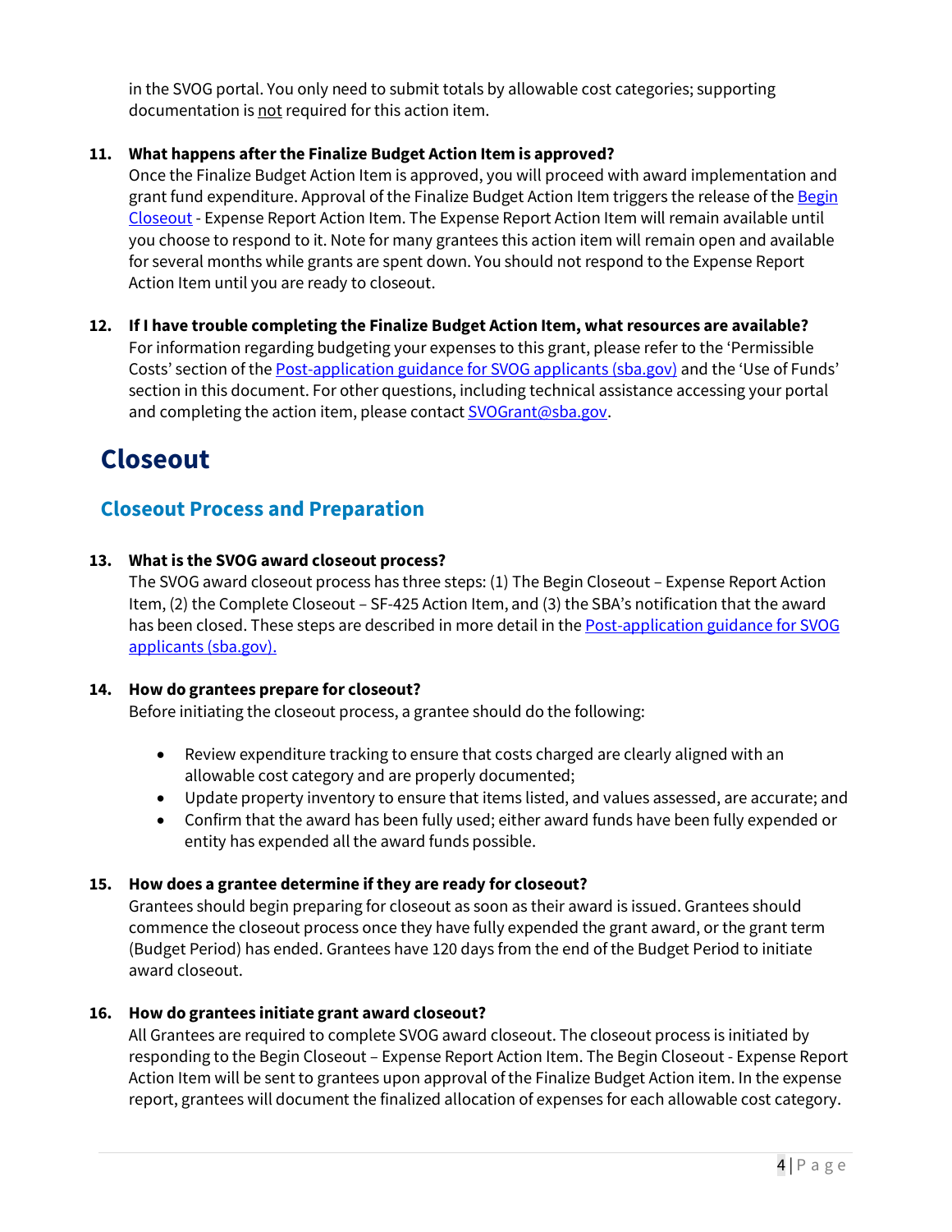in the SVOG portal. You only need to submit totals by allowable cost categories; supporting documentation is not required for this action item.

11. **What happens after the Finalize Budget Action Item is approved?**
Once the Finalize Budget Action Item is approved, you will proceed with award implementation and grant fund expenditure. Approval of the Finalize Budget Action Item triggers the release of the [Begin Closeout]() - Expense Report Action Item. The Expense Report Action Item will remain available until you choose to respond to it. Note for many grantees this action item will remain open and available for several months while grants are spent down. You should not respond to the Expense Report Action Item until you are ready to closeout.

12. **If I have trouble completing the Finalize Budget Action Item, what resources are available?**
For information regarding budgeting your expenses to this grant, please refer to the 'Permissible Costs' section of the [Post-application guidance for SVOG applicants (sba.gov)]() and the 'Use of Funds' section in this document. For other questions, including technical assistance accessing your portal and completing the action item, please contact [SVOGrant@sba.gov]().

# Closeout

## Closeout Process and Preparation

13. **What is the SVOG award closeout process?**
The SVOG award closeout process has three steps: (1) The Begin Closeout – Expense Report Action Item, (2) the Complete Closeout – SF-425 Action Item, and (3) the SBA's notification that the award has been closed. These steps are described in more detail in the [Post-application guidance for SVOG applicants (sba.gov).]()

14. **How do grantees prepare for closeout?**
Before initiating the closeout process, a grantee should do the following:

    - Review expenditure tracking to ensure that costs charged are clearly aligned with an allowable cost category and are properly documented;
    - Update property inventory to ensure that items listed, and values assessed, are accurate; and
    - Confirm that the award has been fully used; either award funds have been fully expended or entity has expended all the award funds possible.

15. **How does a grantee determine if they are ready for closeout?**
Grantees should begin preparing for closeout as soon as their award is issued. Grantees should commence the closeout process once they have fully expended the grant award, or the grant term (Budget Period) has ended. Grantees have 120 days from the end of the Budget Period to initiate award closeout.

16. **How do grantees initiate grant award closeout?**
All Grantees are required to complete SVOG award closeout. The closeout process is initiated by responding to the Begin Closeout – Expense Report Action Item. The Begin Closeout - Expense Report Action Item will be sent to grantees upon approval of the Finalize Budget Action item. In the expense report, grantees will document the finalized allocation of expenses for each allowable cost category.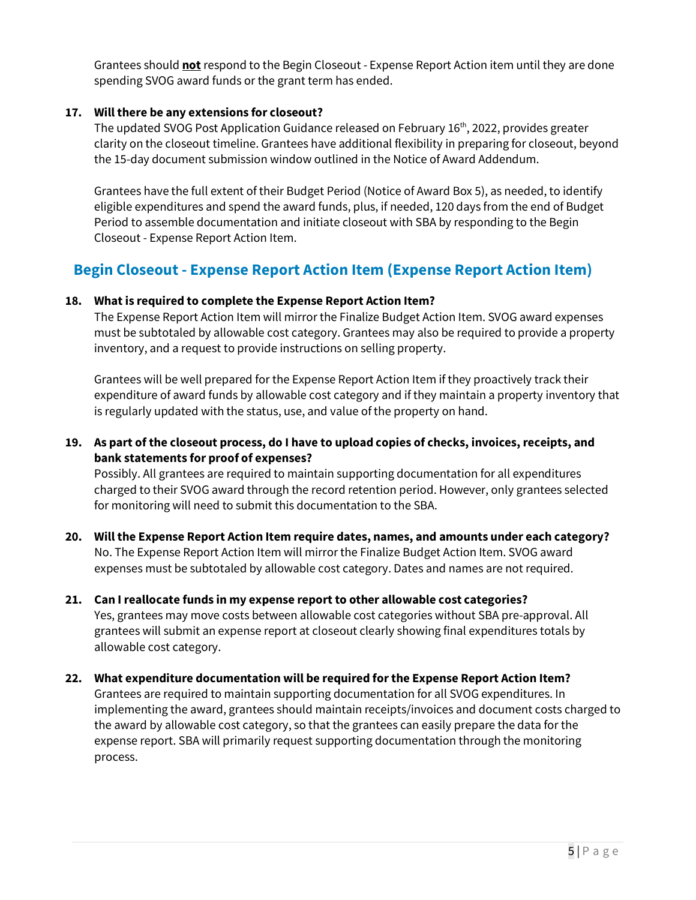Grantees should **not** respond to the Begin Closeout - Expense Report Action item until they are done spending SVOG award funds or the grant term has ended.

**17. Will there be any extensions for closeout?**

The updated SVOG Post Application Guidance released on February 16th, 2022, provides greater clarity on the closeout timeline. Grantees have additional flexibility in preparing for closeout, beyond the 15-day document submission window outlined in the Notice of Award Addendum.

Grantees have the full extent of their Budget Period (Notice of Award Box 5), as needed, to identify eligible expenditures and spend the award funds, plus, if needed, 120 days from the end of Budget Period to assemble documentation and initiate closeout with SBA by responding to the Begin Closeout - Expense Report Action Item.

## Begin Closeout - Expense Report Action Item (Expense Report Action Item)

**18. What is required to complete the Expense Report Action Item?**

The Expense Report Action Item will mirror the Finalize Budget Action Item. SVOG award expenses must be subtotaled by allowable cost category. Grantees may also be required to provide a property inventory, and a request to provide instructions on selling property.

Grantees will be well prepared for the Expense Report Action Item if they proactively track their expenditure of award funds by allowable cost category and if they maintain a property inventory that is regularly updated with the status, use, and value of the property on hand.

**19. As part of the closeout process, do I have to upload copies of checks, invoices, receipts, and bank statements for proof of expenses?**

Possibly. All grantees are required to maintain supporting documentation for all expenditures charged to their SVOG award through the record retention period. However, only grantees selected for monitoring will need to submit this documentation to the SBA.

**20. Will the Expense Report Action Item require dates, names, and amounts under each category?**

No. The Expense Report Action Item will mirror the Finalize Budget Action Item. SVOG award expenses must be subtotaled by allowable cost category. Dates and names are not required.

**21. Can I reallocate funds in my expense report to other allowable cost categories?**

Yes, grantees may move costs between allowable cost categories without SBA pre-approval. All grantees will submit an expense report at closeout clearly showing final expenditures totals by allowable cost category.

**22. What expenditure documentation will be required for the Expense Report Action Item?**

Grantees are required to maintain supporting documentation for all SVOG expenditures. In implementing the award, grantees should maintain receipts/invoices and document costs charged to the award by allowable cost category, so that the grantees can easily prepare the data for the expense report. SBA will primarily request supporting documentation through the monitoring process.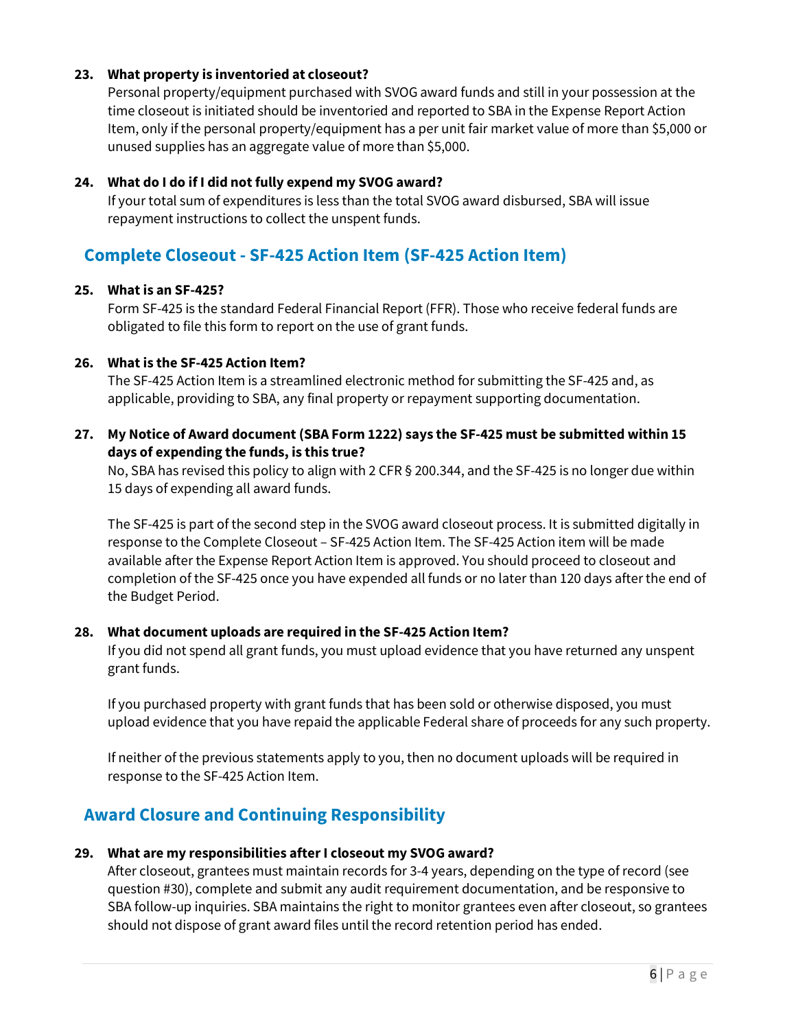**23. What property is inventoried at closeout?**

Personal property/equipment purchased with SVOG award funds and still in your possession at the time closeout is initiated should be inventoried and reported to SBA in the Expense Report Action Item, only if the personal property/equipment has a per unit fair market value of more than $5,000 or unused supplies has an aggregate value of more than $5,000.

**24. What do I do if I did not fully expend my SVOG award?**

If your total sum of expenditures is less than the total SVOG award disbursed, SBA will issue repayment instructions to collect the unspent funds.

## Complete Closeout - SF-425 Action Item (SF-425 Action Item)

**25. What is an SF-425?**

Form SF-425 is the standard Federal Financial Report (FFR). Those who receive federal funds are obligated to file this form to report on the use of grant funds.

**26. What is the SF-425 Action Item?**

The SF-425 Action Item is a streamlined electronic method for submitting the SF-425 and, as applicable, providing to SBA, any final property or repayment supporting documentation.

**27. My Notice of Award document (SBA Form 1222) says the SF-425 must be submitted within 15 days of expending the funds, is this true?**

No, SBA has revised this policy to align with 2 CFR § 200.344, and the SF-425 is no longer due within 15 days of expending all award funds.

The SF-425 is part of the second step in the SVOG award closeout process. It is submitted digitally in response to the Complete Closeout – SF-425 Action Item. The SF-425 Action item will be made available after the Expense Report Action Item is approved. You should proceed to closeout and completion of the SF-425 once you have expended all funds or no later than 120 days after the end of the Budget Period.

**28. What document uploads are required in the SF-425 Action Item?**

If you did not spend all grant funds, you must upload evidence that you have returned any unspent grant funds.

If you purchased property with grant funds that has been sold or otherwise disposed, you must upload evidence that you have repaid the applicable Federal share of proceeds for any such property.

If neither of the previous statements apply to you, then no document uploads will be required in response to the SF-425 Action Item.

## Award Closure and Continuing Responsibility

**29. What are my responsibilities after I closeout my SVOG award?**

After closeout, grantees must maintain records for 3-4 years, depending on the type of record (see question #30), complete and submit any audit requirement documentation, and be responsive to SBA follow-up inquiries. SBA maintains the right to monitor grantees even after closeout, so grantees should not dispose of grant award files until the record retention period has ended.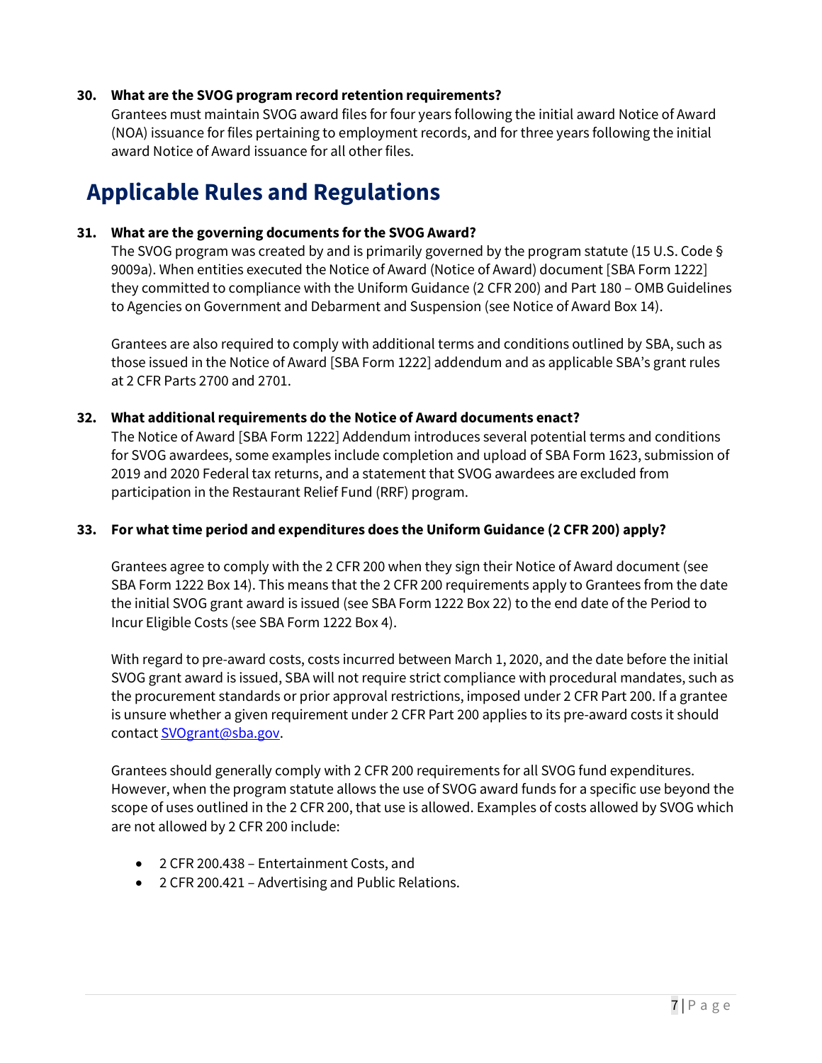**30. What are the SVOG program record retention requirements?**

Grantees must maintain SVOG award files for four years following the initial award Notice of Award (NOA) issuance for files pertaining to employment records, and for three years following the initial award Notice of Award issuance for all other files.

## Applicable Rules and Regulations

**31. What are the governing documents for the SVOG Award?**

The SVOG program was created by and is primarily governed by the program statute (15 U.S. Code § 9009a). When entities executed the Notice of Award (Notice of Award) document [SBA Form 1222] they committed to compliance with the Uniform Guidance (2 CFR 200) and Part 180 – OMB Guidelines to Agencies on Government and Debarment and Suspension (see Notice of Award Box 14).

Grantees are also required to comply with additional terms and conditions outlined by SBA, such as those issued in the Notice of Award [SBA Form 1222] addendum and as applicable SBA's grant rules at 2 CFR Parts 2700 and 2701.

**32. What additional requirements do the Notice of Award documents enact?**

The Notice of Award [SBA Form 1222] Addendum introduces several potential terms and conditions for SVOG awardees, some examples include completion and upload of SBA Form 1623, submission of 2019 and 2020 Federal tax returns, and a statement that SVOG awardees are excluded from participation in the Restaurant Relief Fund (RRF) program.

**33. For what time period and expenditures does the Uniform Guidance (2 CFR 200) apply?**

Grantees agree to comply with the 2 CFR 200 when they sign their Notice of Award document (see SBA Form 1222 Box 14). This means that the 2 CFR 200 requirements apply to Grantees from the date the initial SVOG grant award is issued (see SBA Form 1222 Box 22) to the end date of the Period to Incur Eligible Costs (see SBA Form 1222 Box 4).

With regard to pre-award costs, costs incurred between March 1, 2020, and the date before the initial SVOG grant award is issued, SBA will not require strict compliance with procedural mandates, such as the procurement standards or prior approval restrictions, imposed under 2 CFR Part 200. If a grantee is unsure whether a given requirement under 2 CFR Part 200 applies to its pre-award costs it should contact SVOgrant@sba.gov.

Grantees should generally comply with 2 CFR 200 requirements for all SVOG fund expenditures. However, when the program statute allows the use of SVOG award funds for a specific use beyond the scope of uses outlined in the 2 CFR 200, that use is allowed. Examples of costs allowed by SVOG which are not allowed by 2 CFR 200 include:

- 2 CFR 200.438 – Entertainment Costs, and
- 2 CFR 200.421 – Advertising and Public Relations.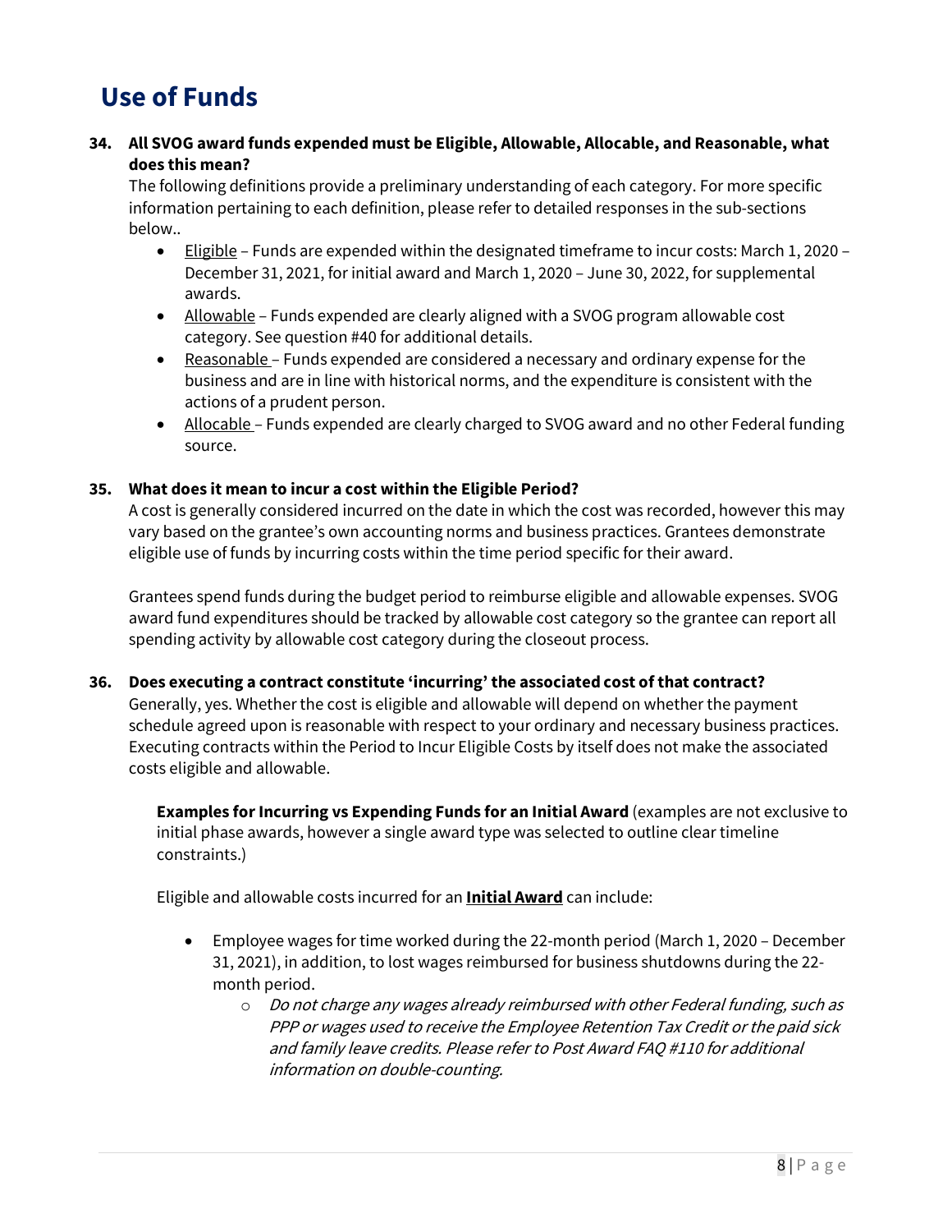# Use of Funds

**34. All SVOG award funds expended must be Eligible, Allowable, Allocable, and Reasonable, what does this mean?**

The following definitions provide a preliminary understanding of each category. For more specific information pertaining to each definition, please refer to detailed responses in the sub-sections below..

- <u>Eligible</u> – Funds are expended within the designated timeframe to incur costs: March 1, 2020 – December 31, 2021, for initial award and March 1, 2020 – June 30, 2022, for supplemental awards.
- <u>Allowable</u> – Funds expended are clearly aligned with a SVOG program allowable cost category. See question #40 for additional details.
- <u>Reasonable</u> – Funds expended are considered a necessary and ordinary expense for the business and are in line with historical norms, and the expenditure is consistent with the actions of a prudent person.
- <u>Allocable</u> – Funds expended are clearly charged to SVOG award and no other Federal funding source.

**35. What does it mean to incur a cost within the Eligible Period?**

A cost is generally considered incurred on the date in which the cost was recorded, however this may vary based on the grantee's own accounting norms and business practices. Grantees demonstrate eligible use of funds by incurring costs within the time period specific for their award.

Grantees spend funds during the budget period to reimburse eligible and allowable expenses. SVOG award fund expenditures should be tracked by allowable cost category so the grantee can report all spending activity by allowable cost category during the closeout process.

**36. Does executing a contract constitute 'incurring' the associated cost of that contract?**

Generally, yes. Whether the cost is eligible and allowable will depend on whether the payment schedule agreed upon is reasonable with respect to your ordinary and necessary business practices. Executing contracts within the Period to Incur Eligible Costs by itself does not make the associated costs eligible and allowable.

**Examples for Incurring vs Expending Funds for an Initial Award** (examples are not exclusive to initial phase awards, however a single award type was selected to outline clear timeline constraints.)

Eligible and allowable costs incurred for an **<u>Initial Award</u>** can include:

- Employee wages for time worked during the 22-month period (March 1, 2020 – December 31, 2021), in addition, to lost wages reimbursed for business shutdowns during the 22-month period.
  - *Do not charge any wages already reimbursed with other Federal funding, such as PPP or wages used to receive the Employee Retention Tax Credit or the paid sick and family leave credits. Please refer to Post Award FAQ #110 for additional information on double-counting.*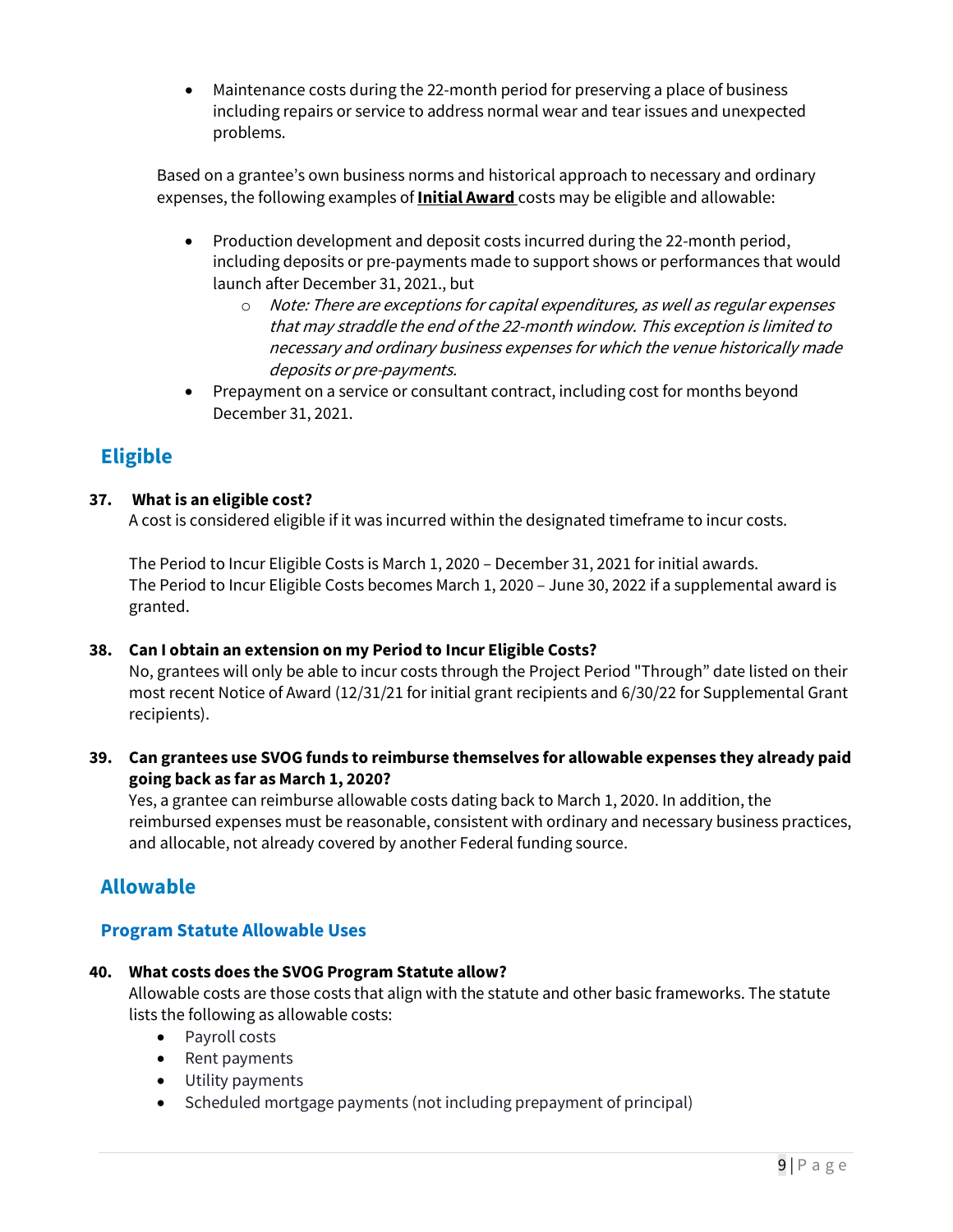- Maintenance costs during the 22-month period for preserving a place of business including repairs or service to address normal wear and tear issues and unexpected problems.

Based on a grantee's own business norms and historical approach to necessary and ordinary expenses, the following examples of **Initial Award** costs may be eligible and allowable:

- Production development and deposit costs incurred during the 22-month period, including deposits or pre-payments made to support shows or performances that would launch after December 31, 2021., but
  - *Note: There are exceptions for capital expenditures, as well as regular expenses that may straddle the end of the 22-month window. This exception is limited to necessary and ordinary business expenses for which the venue historically made deposits or pre-payments.*
- Prepayment on a service or consultant contract, including cost for months beyond December 31, 2021.

## Eligible

**37. What is an eligible cost?**

A cost is considered eligible if it was incurred within the designated timeframe to incur costs.

The Period to Incur Eligible Costs is March 1, 2020 – December 31, 2021 for initial awards.
The Period to Incur Eligible Costs becomes March 1, 2020 – June 30, 2022 if a supplemental award is granted.

**38. Can I obtain an extension on my Period to Incur Eligible Costs?**

No, grantees will only be able to incur costs through the Project Period "Through" date listed on their most recent Notice of Award (12/31/21 for initial grant recipients and 6/30/22 for Supplemental Grant recipients).

**39. Can grantees use SVOG funds to reimburse themselves for allowable expenses they already paid going back as far as March 1, 2020?**

Yes, a grantee can reimburse allowable costs dating back to March 1, 2020. In addition, the reimbursed expenses must be reasonable, consistent with ordinary and necessary business practices, and allocable, not already covered by another Federal funding source.

## Allowable

### Program Statute Allowable Uses

**40. What costs does the SVOG Program Statute allow?**

Allowable costs are those costs that align with the statute and other basic frameworks. The statute lists the following as allowable costs:

- Payroll costs
- Rent payments
- Utility payments
- Scheduled mortgage payments (not including prepayment of principal)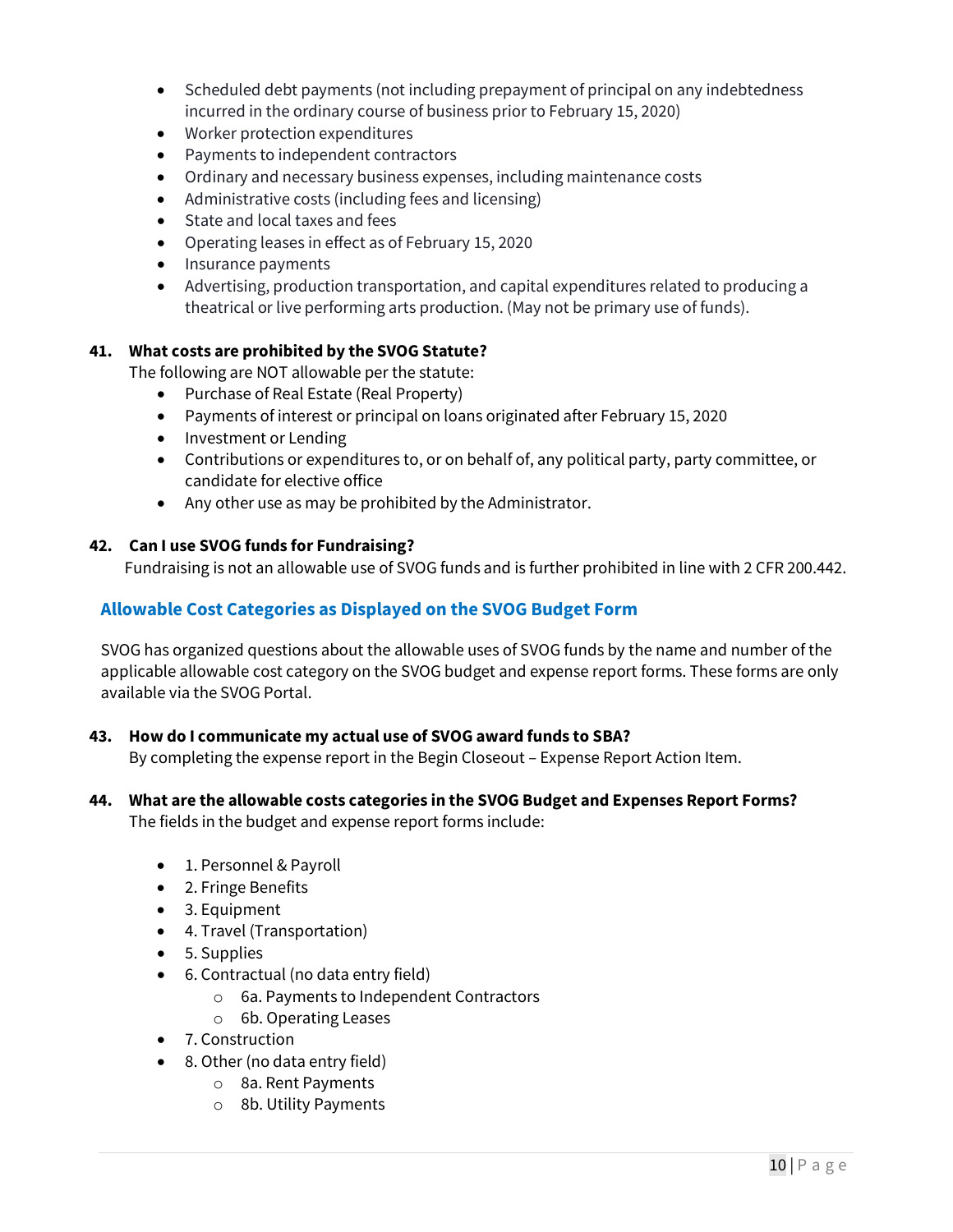- Scheduled debt payments (not including prepayment of principal on any indebtedness incurred in the ordinary course of business prior to February 15, 2020)
- Worker protection expenditures
- Payments to independent contractors
- Ordinary and necessary business expenses, including maintenance costs
- Administrative costs (including fees and licensing)
- State and local taxes and fees
- Operating leases in effect as of February 15, 2020
- Insurance payments
- Advertising, production transportation, and capital expenditures related to producing a theatrical or live performing arts production. (May not be primary use of funds).

**41. What costs are prohibited by the SVOG Statute?**

The following are NOT allowable per the statute:

- Purchase of Real Estate (Real Property)
- Payments of interest or principal on loans originated after February 15, 2020
- Investment or Lending
- Contributions or expenditures to, or on behalf of, any political party, party committee, or candidate for elective office
- Any other use as may be prohibited by the Administrator.

**42. Can I use SVOG funds for Fundraising?**

Fundraising is not an allowable use of SVOG funds and is further prohibited in line with 2 CFR 200.442.

## Allowable Cost Categories as Displayed on the SVOG Budget Form

SVOG has organized questions about the allowable uses of SVOG funds by the name and number of the applicable allowable cost category on the SVOG budget and expense report forms. These forms are only available via the SVOG Portal.

**43. How do I communicate my actual use of SVOG award funds to SBA?**

By completing the expense report in the Begin Closeout – Expense Report Action Item.

**44. What are the allowable costs categories in the SVOG Budget and Expenses Report Forms?**

The fields in the budget and expense report forms include:

- 1. Personnel & Payroll
- 2. Fringe Benefits
- 3. Equipment
- 4. Travel (Transportation)
- 5. Supplies
- 6. Contractual (no data entry field)
  - 6a. Payments to Independent Contractors
  - 6b. Operating Leases
- 7. Construction
- 8. Other (no data entry field)
  - 8a. Rent Payments
  - 8b. Utility Payments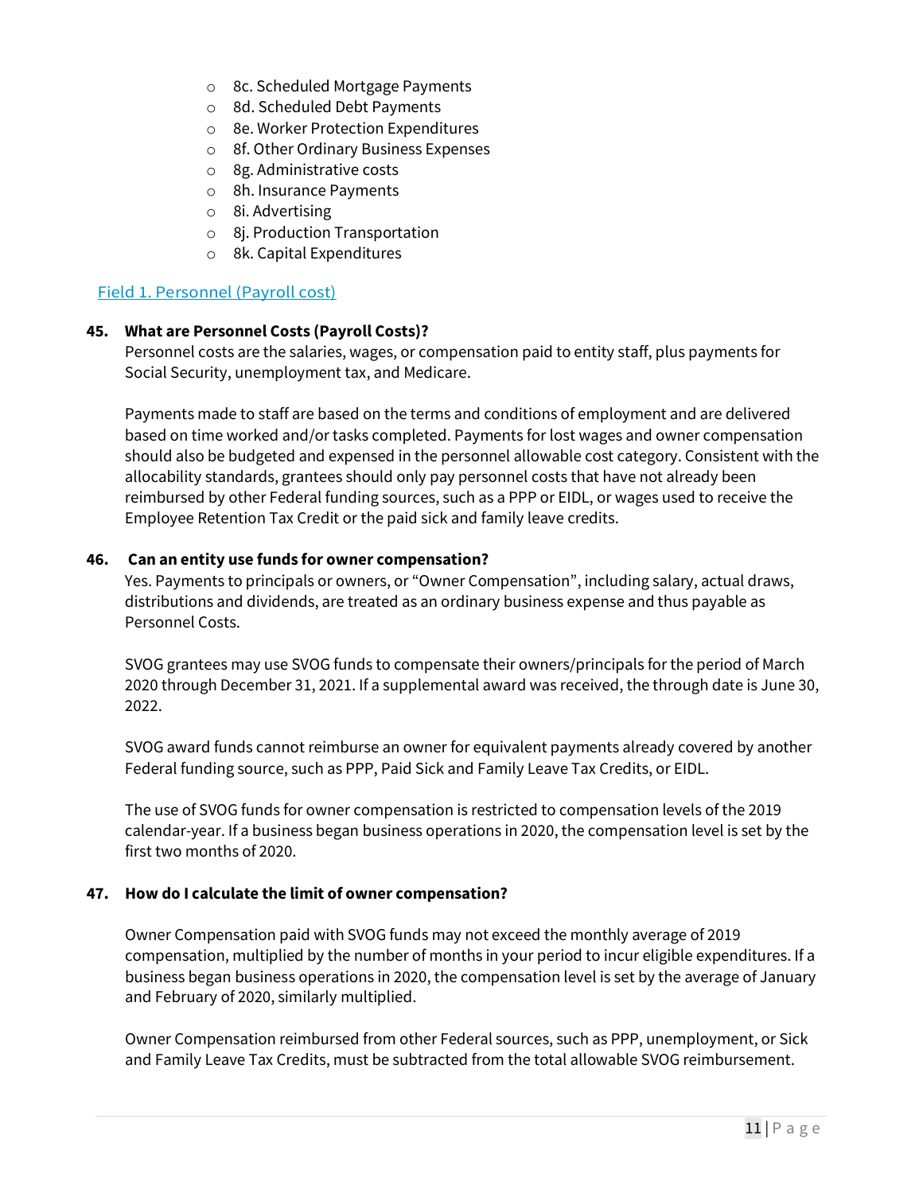- 8c. Scheduled Mortgage Payments
- 8d. Scheduled Debt Payments
- 8e. Worker Protection Expenditures
- 8f. Other Ordinary Business Expenses
- 8g. Administrative costs
- 8h. Insurance Payments
- 8i. Advertising
- 8j. Production Transportation
- 8k. Capital Expenditures

## Field 1. Personnel (Payroll cost)

**45. What are Personnel Costs (Payroll Costs)?**

Personnel costs are the salaries, wages, or compensation paid to entity staff, plus payments for Social Security, unemployment tax, and Medicare.

Payments made to staff are based on the terms and conditions of employment and are delivered based on time worked and/or tasks completed. Payments for lost wages and owner compensation should also be budgeted and expensed in the personnel allowable cost category. Consistent with the allocability standards, grantees should only pay personnel costs that have not already been reimbursed by other Federal funding sources, such as a PPP or EIDL, or wages used to receive the Employee Retention Tax Credit or the paid sick and family leave credits.

**46. Can an entity use funds for owner compensation?**

Yes. Payments to principals or owners, or "Owner Compensation", including salary, actual draws, distributions and dividends, are treated as an ordinary business expense and thus payable as Personnel Costs.

SVOG grantees may use SVOG funds to compensate their owners/principals for the period of March 2020 through December 31, 2021. If a supplemental award was received, the through date is June 30, 2022.

SVOG award funds cannot reimburse an owner for equivalent payments already covered by another Federal funding source, such as PPP, Paid Sick and Family Leave Tax Credits, or EIDL.

The use of SVOG funds for owner compensation is restricted to compensation levels of the 2019 calendar-year. If a business began business operations in 2020, the compensation level is set by the first two months of 2020.

**47. How do I calculate the limit of owner compensation?**

Owner Compensation paid with SVOG funds may not exceed the monthly average of 2019 compensation, multiplied by the number of months in your period to incur eligible expenditures. If a business began business operations in 2020, the compensation level is set by the average of January and February of 2020, similarly multiplied.

Owner Compensation reimbursed from other Federal sources, such as PPP, unemployment, or Sick and Family Leave Tax Credits, must be subtracted from the total allowable SVOG reimbursement.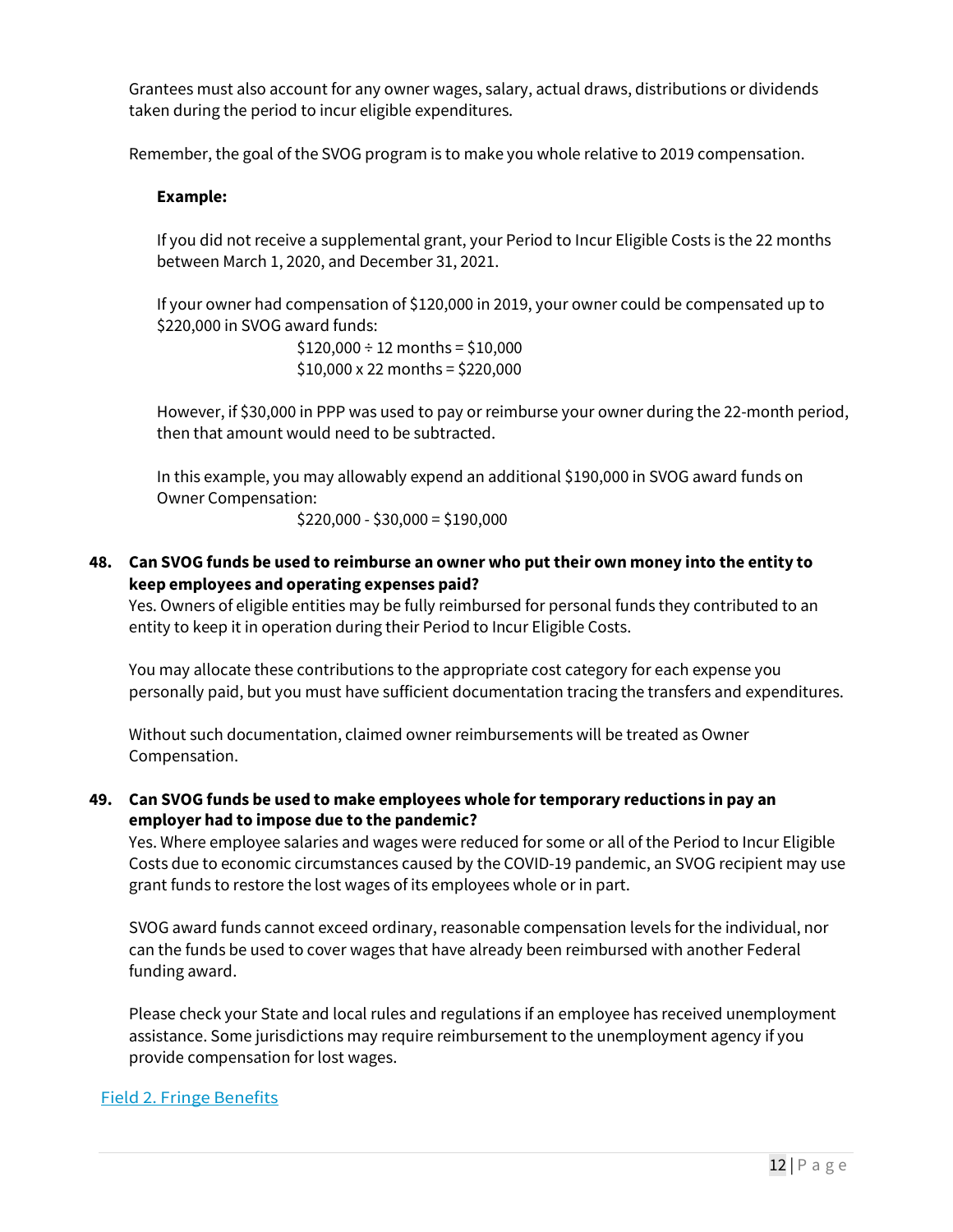Grantees must also account for any owner wages, salary, actual draws, distributions or dividends taken during the period to incur eligible expenditures.

Remember, the goal of the SVOG program is to make you whole relative to 2019 compensation.

**Example:**

If you did not receive a supplemental grant, your Period to Incur Eligible Costs is the 22 months between March 1, 2020, and December 31, 2021.

If your owner had compensation of $120,000 in 2019, your owner could be compensated up to $220,000 in SVOG award funds:

$120,000 ÷ 12 months = $10,000
$10,000 x 22 months = $220,000

However, if $30,000 in PPP was used to pay or reimburse your owner during the 22-month period, then that amount would need to be subtracted.

In this example, you may allowably expend an additional $190,000 in SVOG award funds on Owner Compensation:

$220,000 - $30,000 = $190,000

**48. Can SVOG funds be used to reimburse an owner who put their own money into the entity to keep employees and operating expenses paid?**

Yes. Owners of eligible entities may be fully reimbursed for personal funds they contributed to an entity to keep it in operation during their Period to Incur Eligible Costs.

You may allocate these contributions to the appropriate cost category for each expense you personally paid, but you must have sufficient documentation tracing the transfers and expenditures.

Without such documentation, claimed owner reimbursements will be treated as Owner Compensation.

**49. Can SVOG funds be used to make employees whole for temporary reductions in pay an employer had to impose due to the pandemic?**

Yes. Where employee salaries and wages were reduced for some or all of the Period to Incur Eligible Costs due to economic circumstances caused by the COVID-19 pandemic, an SVOG recipient may use grant funds to restore the lost wages of its employees whole or in part.

SVOG award funds cannot exceed ordinary, reasonable compensation levels for the individual, nor can the funds be used to cover wages that have already been reimbursed with another Federal funding award.

Please check your State and local rules and regulations if an employee has received unemployment assistance. Some jurisdictions may require reimbursement to the unemployment agency if you provide compensation for lost wages.

Field 2. Fringe Benefits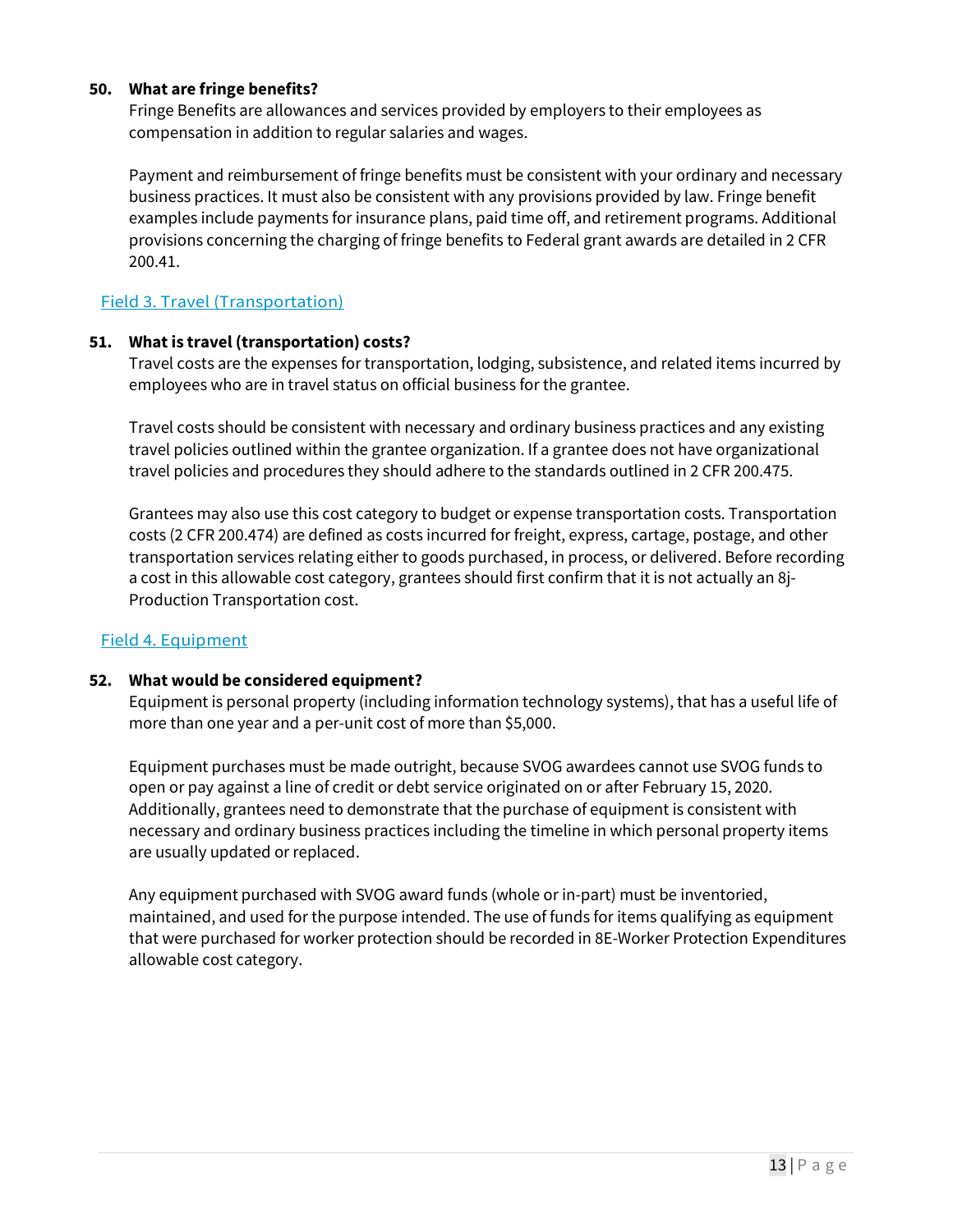**50. What are fringe benefits?**

Fringe Benefits are allowances and services provided by employers to their employees as compensation in addition to regular salaries and wages.

Payment and reimbursement of fringe benefits must be consistent with your ordinary and necessary business practices. It must also be consistent with any provisions provided by law. Fringe benefit examples include payments for insurance plans, paid time off, and retirement programs. Additional provisions concerning the charging of fringe benefits to Federal grant awards are detailed in 2 CFR 200.41.

### Field 3. Travel (Transportation)

**51. What is travel (transportation) costs?**

Travel costs are the expenses for transportation, lodging, subsistence, and related items incurred by employees who are in travel status on official business for the grantee.

Travel costs should be consistent with necessary and ordinary business practices and any existing travel policies outlined within the grantee organization. If a grantee does not have organizational travel policies and procedures they should adhere to the standards outlined in 2 CFR 200.475.

Grantees may also use this cost category to budget or expense transportation costs. Transportation costs (2 CFR 200.474) are defined as costs incurred for freight, express, cartage, postage, and other transportation services relating either to goods purchased, in process, or delivered. Before recording a cost in this allowable cost category, grantees should first confirm that it is not actually an 8j-Production Transportation cost.

### Field 4. Equipment

**52. What would be considered equipment?**

Equipment is personal property (including information technology systems), that has a useful life of more than one year and a per-unit cost of more than $5,000.

Equipment purchases must be made outright, because SVOG awardees cannot use SVOG funds to open or pay against a line of credit or debt service originated on or after February 15, 2020. Additionally, grantees need to demonstrate that the purchase of equipment is consistent with necessary and ordinary business practices including the timeline in which personal property items are usually updated or replaced.

Any equipment purchased with SVOG award funds (whole or in-part) must be inventoried, maintained, and used for the purpose intended. The use of funds for items qualifying as equipment that were purchased for worker protection should be recorded in 8E-Worker Protection Expenditures allowable cost category.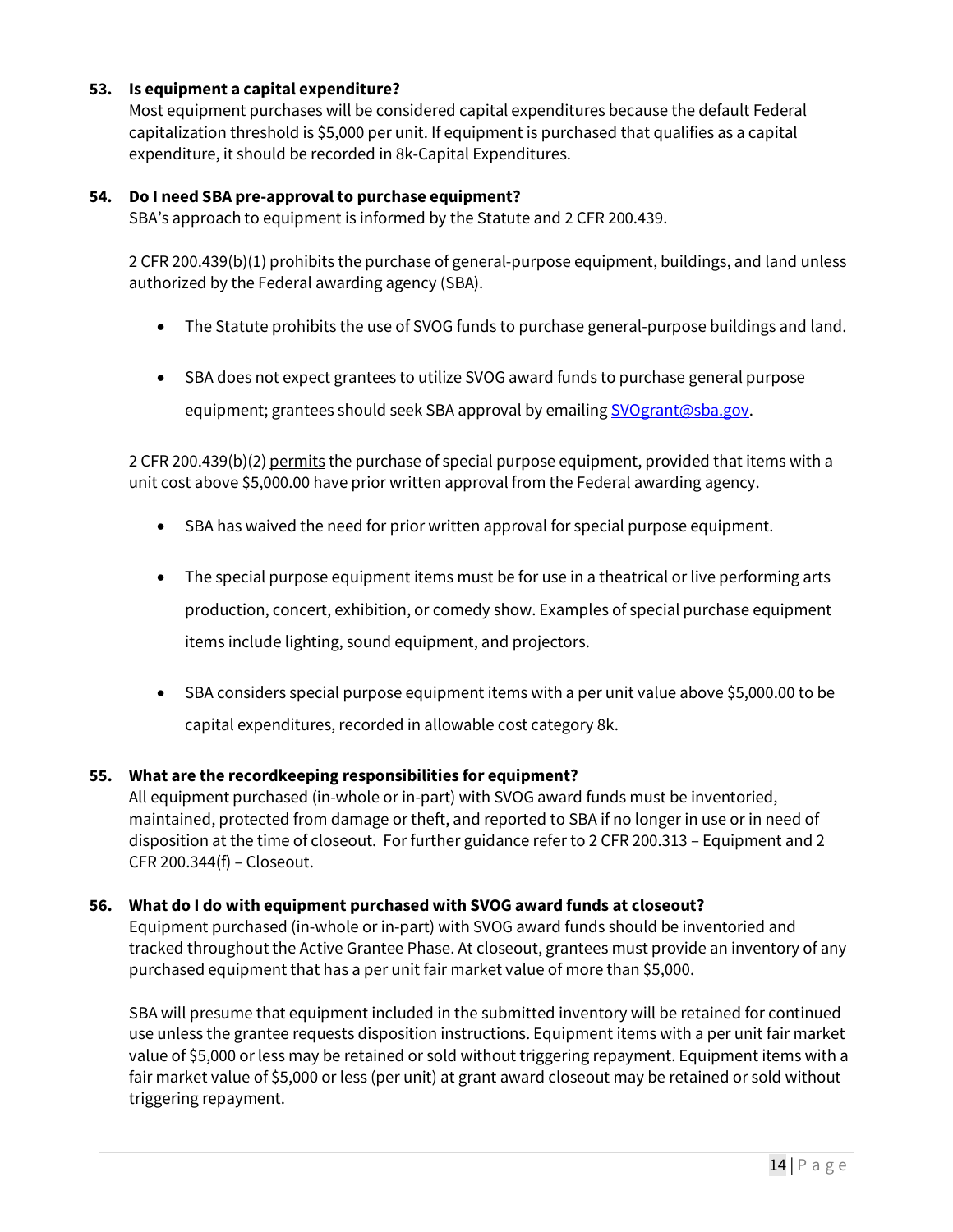**53. Is equipment a capital expenditure?**

Most equipment purchases will be considered capital expenditures because the default Federal capitalization threshold is $5,000 per unit. If equipment is purchased that qualifies as a capital expenditure, it should be recorded in 8k-Capital Expenditures.

**54. Do I need SBA pre-approval to purchase equipment?**

SBA's approach to equipment is informed by the Statute and 2 CFR 200.439.

2 CFR 200.439(b)(1) prohibits the purchase of general-purpose equipment, buildings, and land unless authorized by the Federal awarding agency (SBA).

- The Statute prohibits the use of SVOG funds to purchase general-purpose buildings and land.
- SBA does not expect grantees to utilize SVOG award funds to purchase general purpose equipment; grantees should seek SBA approval by emailing [SVOgrant@sba.gov](mailto:SVOgrant@sba.gov).

2 CFR 200.439(b)(2) permits the purchase of special purpose equipment, provided that items with a unit cost above $5,000.00 have prior written approval from the Federal awarding agency.

- SBA has waived the need for prior written approval for special purpose equipment.
- The special purpose equipment items must be for use in a theatrical or live performing arts production, concert, exhibition, or comedy show. Examples of special purchase equipment items include lighting, sound equipment, and projectors.
- SBA considers special purpose equipment items with a per unit value above $5,000.00 to be capital expenditures, recorded in allowable cost category 8k.

**55. What are the recordkeeping responsibilities for equipment?**

All equipment purchased (in-whole or in-part) with SVOG award funds must be inventoried, maintained, protected from damage or theft, and reported to SBA if no longer in use or in need of disposition at the time of closeout. For further guidance refer to 2 CFR 200.313 – Equipment and 2 CFR 200.344(f) – Closeout.

**56. What do I do with equipment purchased with SVOG award funds at closeout?**

Equipment purchased (in-whole or in-part) with SVOG award funds should be inventoried and tracked throughout the Active Grantee Phase. At closeout, grantees must provide an inventory of any purchased equipment that has a per unit fair market value of more than $5,000.

SBA will presume that equipment included in the submitted inventory will be retained for continued use unless the grantee requests disposition instructions. Equipment items with a per unit fair market value of $5,000 or less may be retained or sold without triggering repayment. Equipment items with a fair market value of $5,000 or less (per unit) at grant award closeout may be retained or sold without triggering repayment.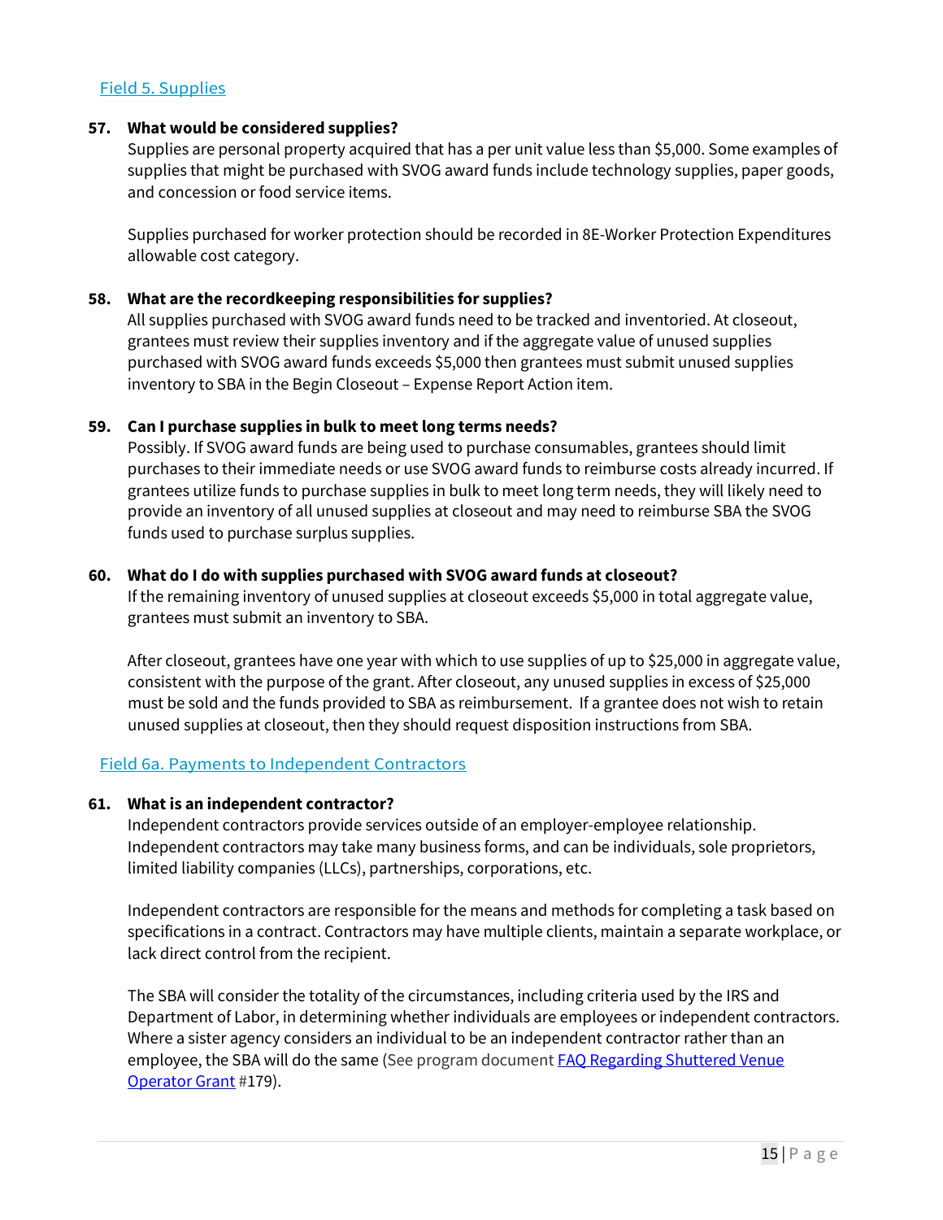## Field 5. Supplies

**57. What would be considered supplies?**

Supplies are personal property acquired that has a per unit value less than $5,000. Some examples of supplies that might be purchased with SVOG award funds include technology supplies, paper goods, and concession or food service items.

Supplies purchased for worker protection should be recorded in 8E-Worker Protection Expenditures allowable cost category.

**58. What are the recordkeeping responsibilities for supplies?**

All supplies purchased with SVOG award funds need to be tracked and inventoried. At closeout, grantees must review their supplies inventory and if the aggregate value of unused supplies purchased with SVOG award funds exceeds $5,000 then grantees must submit unused supplies inventory to SBA in the Begin Closeout – Expense Report Action item.

**59. Can I purchase supplies in bulk to meet long terms needs?**

Possibly. If SVOG award funds are being used to purchase consumables, grantees should limit purchases to their immediate needs or use SVOG award funds to reimburse costs already incurred. If grantees utilize funds to purchase supplies in bulk to meet long term needs, they will likely need to provide an inventory of all unused supplies at closeout and may need to reimburse SBA the SVOG funds used to purchase surplus supplies.

**60. What do I do with supplies purchased with SVOG award funds at closeout?**

If the remaining inventory of unused supplies at closeout exceeds $5,000 in total aggregate value, grantees must submit an inventory to SBA.

After closeout, grantees have one year with which to use supplies of up to $25,000 in aggregate value, consistent with the purpose of the grant. After closeout, any unused supplies in excess of $25,000 must be sold and the funds provided to SBA as reimbursement. If a grantee does not wish to retain unused supplies at closeout, then they should request disposition instructions from SBA.

## Field 6a. Payments to Independent Contractors

**61. What is an independent contractor?**

Independent contractors provide services outside of an employer-employee relationship. Independent contractors may take many business forms, and can be individuals, sole proprietors, limited liability companies (LLCs), partnerships, corporations, etc.

Independent contractors are responsible for the means and methods for completing a task based on specifications in a contract. Contractors may have multiple clients, maintain a separate workplace, or lack direct control from the recipient.

The SBA will consider the totality of the circumstances, including criteria used by the IRS and Department of Labor, in determining whether individuals are employees or independent contractors. Where a sister agency considers an individual to be an independent contractor rather than an employee, the SBA will do the same (See program document FAQ Regarding Shuttered Venue Operator Grant #179).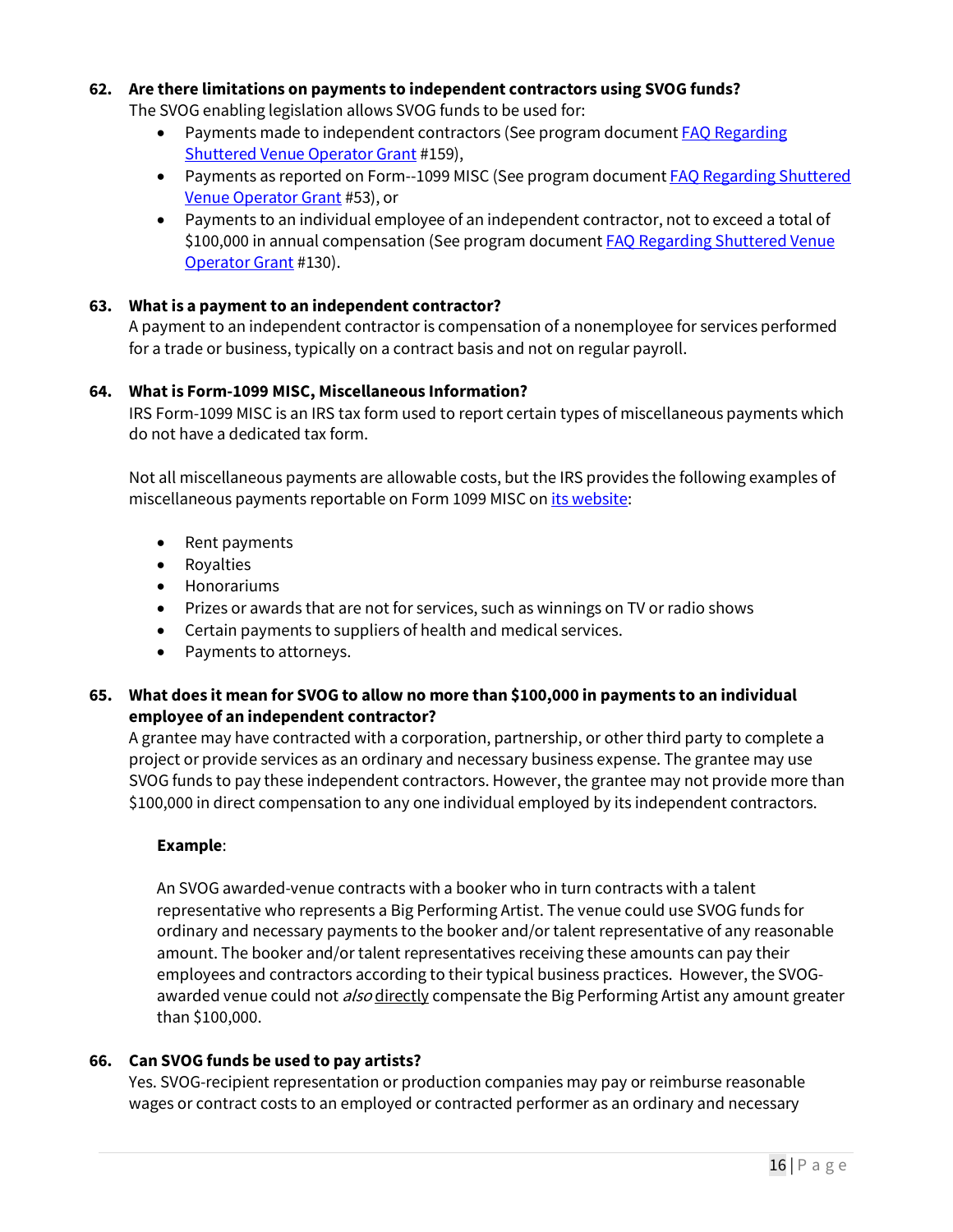**62. Are there limitations on payments to independent contractors using SVOG funds?**

The SVOG enabling legislation allows SVOG funds to be used for:

- Payments made to independent contractors (See program document [FAQ Regarding Shuttered Venue Operator Grant](#) #159),
- Payments as reported on Form--1099 MISC (See program document [FAQ Regarding Shuttered Venue Operator Grant](#) #53), or
- Payments to an individual employee of an independent contractor, not to exceed a total of $100,000 in annual compensation (See program document [FAQ Regarding Shuttered Venue Operator Grant](#) #130).

**63. What is a payment to an independent contractor?**

A payment to an independent contractor is compensation of a nonemployee for services performed for a trade or business, typically on a contract basis and not on regular payroll.

**64. What is Form-1099 MISC, Miscellaneous Information?**

IRS Form-1099 MISC is an IRS tax form used to report certain types of miscellaneous payments which do not have a dedicated tax form.

Not all miscellaneous payments are allowable costs, but the IRS provides the following examples of miscellaneous payments reportable on Form 1099 MISC on [its website](#):

- Rent payments
- Royalties
- Honorariums
- Prizes or awards that are not for services, such as winnings on TV or radio shows
- Certain payments to suppliers of health and medical services.
- Payments to attorneys.

**65. What does it mean for SVOG to allow no more than $100,000 in payments to an individual employee of an independent contractor?**

A grantee may have contracted with a corporation, partnership, or other third party to complete a project or provide services as an ordinary and necessary business expense. The grantee may use SVOG funds to pay these independent contractors. However, the grantee may not provide more than $100,000 in direct compensation to any one individual employed by its independent contractors.

> **Example**:
>
> An SVOG awarded-venue contracts with a booker who in turn contracts with a talent representative who represents a Big Performing Artist. The venue could use SVOG funds for ordinary and necessary payments to the booker and/or talent representative of any reasonable amount. The booker and/or talent representatives receiving these amounts can pay their employees and contractors according to their typical business practices. However, the SVOG-awarded venue could not *also* directly compensate the Big Performing Artist any amount greater than $100,000.

**66. Can SVOG funds be used to pay artists?**

Yes. SVOG-recipient representation or production companies may pay or reimburse reasonable wages or contract costs to an employed or contracted performer as an ordinary and necessary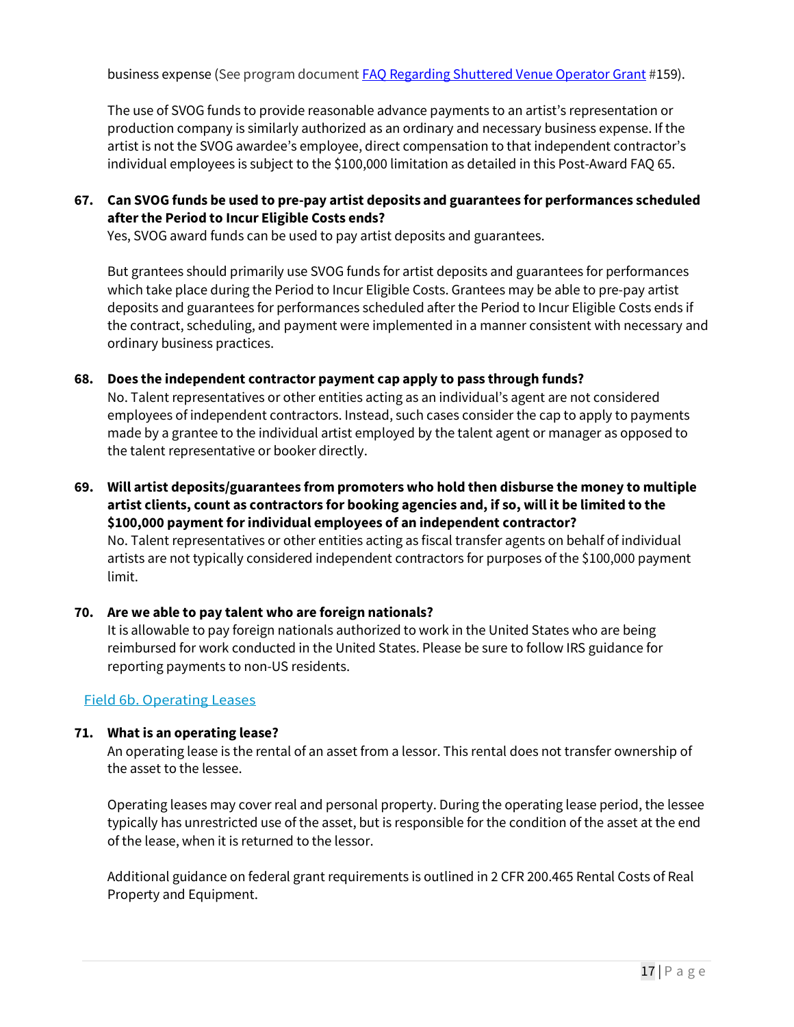business expense (See program document [FAQ Regarding Shuttered Venue Operator Grant](#) #159).

The use of SVOG funds to provide reasonable advance payments to an artist's representation or production company is similarly authorized as an ordinary and necessary business expense. If the artist is not the SVOG awardee's employee, direct compensation to that independent contractor's individual employees is subject to the $100,000 limitation as detailed in this Post-Award FAQ 65.

**67. Can SVOG funds be used to pre-pay artist deposits and guarantees for performances scheduled after the Period to Incur Eligible Costs ends?**

Yes, SVOG award funds can be used to pay artist deposits and guarantees.

But grantees should primarily use SVOG funds for artist deposits and guarantees for performances which take place during the Period to Incur Eligible Costs. Grantees may be able to pre-pay artist deposits and guarantees for performances scheduled after the Period to Incur Eligible Costs ends if the contract, scheduling, and payment were implemented in a manner consistent with necessary and ordinary business practices.

**68. Does the independent contractor payment cap apply to pass through funds?**

No. Talent representatives or other entities acting as an individual's agent are not considered employees of independent contractors. Instead, such cases consider the cap to apply to payments made by a grantee to the individual artist employed by the talent agent or manager as opposed to the talent representative or booker directly.

**69. Will artist deposits/guarantees from promoters who hold then disburse the money to multiple artist clients, count as contractors for booking agencies and, if so, will it be limited to the $100,000 payment for individual employees of an independent contractor?**

No. Talent representatives or other entities acting as fiscal transfer agents on behalf of individual artists are not typically considered independent contractors for purposes of the $100,000 payment limit.

**70. Are we able to pay talent who are foreign nationals?**

It is allowable to pay foreign nationals authorized to work in the United States who are being reimbursed for work conducted in the United States. Please be sure to follow IRS guidance for reporting payments to non-US residents.

## Field 6b. Operating Leases

**71. What is an operating lease?**

An operating lease is the rental of an asset from a lessor. This rental does not transfer ownership of the asset to the lessee.

Operating leases may cover real and personal property. During the operating lease period, the lessee typically has unrestricted use of the asset, but is responsible for the condition of the asset at the end of the lease, when it is returned to the lessor.

Additional guidance on federal grant requirements is outlined in 2 CFR 200.465 Rental Costs of Real Property and Equipment.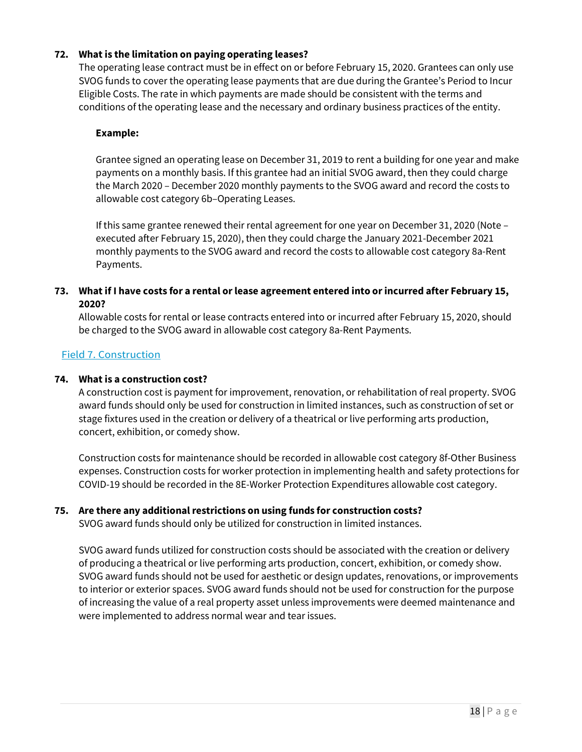**72. What is the limitation on paying operating leases?**

The operating lease contract must be in effect on or before February 15, 2020. Grantees can only use SVOG funds to cover the operating lease payments that are due during the Grantee's Period to Incur Eligible Costs. The rate in which payments are made should be consistent with the terms and conditions of the operating lease and the necessary and ordinary business practices of the entity.

> **Example:**
>
> Grantee signed an operating lease on December 31, 2019 to rent a building for one year and make payments on a monthly basis. If this grantee had an initial SVOG award, then they could charge the March 2020 – December 2020 monthly payments to the SVOG award and record the costs to allowable cost category 6b–Operating Leases.
>
> If this same grantee renewed their rental agreement for one year on December 31, 2020 (Note – executed after February 15, 2020), then they could charge the January 2021-December 2021 monthly payments to the SVOG award and record the costs to allowable cost category 8a-Rent Payments.

**73. What if I have costs for a rental or lease agreement entered into or incurred after February 15, 2020?**

Allowable costs for rental or lease contracts entered into or incurred after February 15, 2020, should be charged to the SVOG award in allowable cost category 8a-Rent Payments.

## Field 7. Construction

**74. What is a construction cost?**

A construction cost is payment for improvement, renovation, or rehabilitation of real property. SVOG award funds should only be used for construction in limited instances, such as construction of set or stage fixtures used in the creation or delivery of a theatrical or live performing arts production, concert, exhibition, or comedy show.

Construction costs for maintenance should be recorded in allowable cost category 8f-Other Business expenses. Construction costs for worker protection in implementing health and safety protections for COVID-19 should be recorded in the 8E-Worker Protection Expenditures allowable cost category.

**75. Are there any additional restrictions on using funds for construction costs?**

SVOG award funds should only be utilized for construction in limited instances.

SVOG award funds utilized for construction costs should be associated with the creation or delivery of producing a theatrical or live performing arts production, concert, exhibition, or comedy show. SVOG award funds should not be used for aesthetic or design updates, renovations, or improvements to interior or exterior spaces. SVOG award funds should not be used for construction for the purpose of increasing the value of a real property asset unless improvements were deemed maintenance and were implemented to address normal wear and tear issues.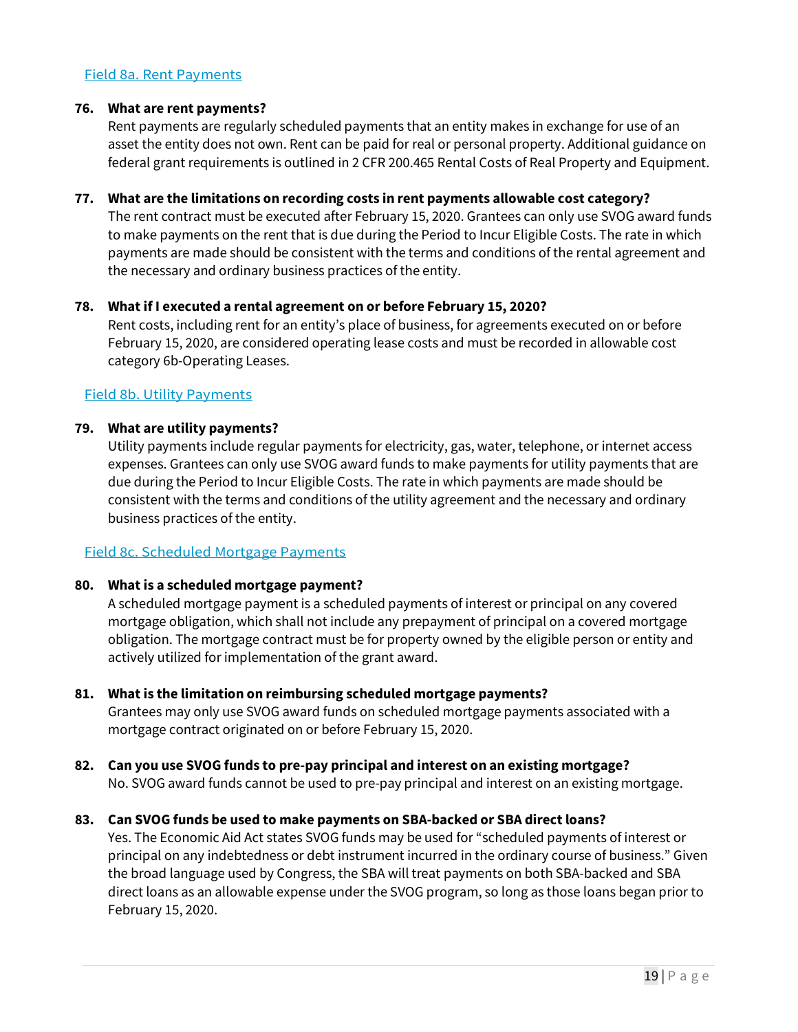### Field 8a. Rent Payments

**76. What are rent payments?**

Rent payments are regularly scheduled payments that an entity makes in exchange for use of an asset the entity does not own. Rent can be paid for real or personal property. Additional guidance on federal grant requirements is outlined in 2 CFR 200.465 Rental Costs of Real Property and Equipment.

**77. What are the limitations on recording costs in rent payments allowable cost category?**

The rent contract must be executed after February 15, 2020. Grantees can only use SVOG award funds to make payments on the rent that is due during the Period to Incur Eligible Costs. The rate in which payments are made should be consistent with the terms and conditions of the rental agreement and the necessary and ordinary business practices of the entity.

**78. What if I executed a rental agreement on or before February 15, 2020?**

Rent costs, including rent for an entity's place of business, for agreements executed on or before February 15, 2020, are considered operating lease costs and must be recorded in allowable cost category 6b-Operating Leases.

### Field 8b. Utility Payments

**79. What are utility payments?**

Utility payments include regular payments for electricity, gas, water, telephone, or internet access expenses. Grantees can only use SVOG award funds to make payments for utility payments that are due during the Period to Incur Eligible Costs. The rate in which payments are made should be consistent with the terms and conditions of the utility agreement and the necessary and ordinary business practices of the entity.

### Field 8c. Scheduled Mortgage Payments

**80. What is a scheduled mortgage payment?**

A scheduled mortgage payment is a scheduled payments of interest or principal on any covered mortgage obligation, which shall not include any prepayment of principal on a covered mortgage obligation. The mortgage contract must be for property owned by the eligible person or entity and actively utilized for implementation of the grant award.

**81. What is the limitation on reimbursing scheduled mortgage payments?**

Grantees may only use SVOG award funds on scheduled mortgage payments associated with a mortgage contract originated on or before February 15, 2020.

**82. Can you use SVOG funds to pre-pay principal and interest on an existing mortgage?**

No. SVOG award funds cannot be used to pre-pay principal and interest on an existing mortgage.

**83. Can SVOG funds be used to make payments on SBA-backed or SBA direct loans?**

Yes. The Economic Aid Act states SVOG funds may be used for "scheduled payments of interest or principal on any indebtedness or debt instrument incurred in the ordinary course of business." Given the broad language used by Congress, the SBA will treat payments on both SBA-backed and SBA direct loans as an allowable expense under the SVOG program, so long as those loans began prior to February 15, 2020.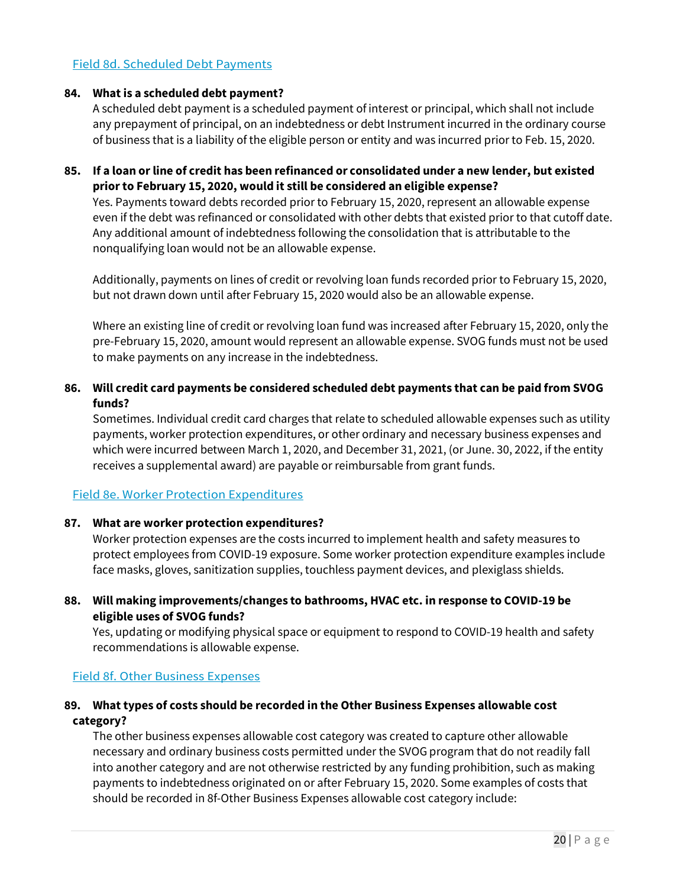## Field 8d. Scheduled Debt Payments

**84. What is a scheduled debt payment?**

A scheduled debt payment is a scheduled payment of interest or principal, which shall not include any prepayment of principal, on an indebtedness or debt Instrument incurred in the ordinary course of business that is a liability of the eligible person or entity and was incurred prior to Feb. 15, 2020.

**85. If a loan or line of credit has been refinanced or consolidated under a new lender, but existed prior to February 15, 2020, would it still be considered an eligible expense?**

Yes. Payments toward debts recorded prior to February 15, 2020, represent an allowable expense even if the debt was refinanced or consolidated with other debts that existed prior to that cutoff date. Any additional amount of indebtedness following the consolidation that is attributable to the nonqualifying loan would not be an allowable expense.

Additionally, payments on lines of credit or revolving loan funds recorded prior to February 15, 2020, but not drawn down until after February 15, 2020 would also be an allowable expense.

Where an existing line of credit or revolving loan fund was increased after February 15, 2020, only the pre-February 15, 2020, amount would represent an allowable expense. SVOG funds must not be used to make payments on any increase in the indebtedness.

**86. Will credit card payments be considered scheduled debt payments that can be paid from SVOG funds?**

Sometimes. Individual credit card charges that relate to scheduled allowable expenses such as utility payments, worker protection expenditures, or other ordinary and necessary business expenses and which were incurred between March 1, 2020, and December 31, 2021, (or June. 30, 2022, if the entity receives a supplemental award) are payable or reimbursable from grant funds.

## Field 8e. Worker Protection Expenditures

**87. What are worker protection expenditures?**

Worker protection expenses are the costs incurred to implement health and safety measures to protect employees from COVID-19 exposure. Some worker protection expenditure examples include face masks, gloves, sanitization supplies, touchless payment devices, and plexiglass shields.

**88. Will making improvements/changes to bathrooms, HVAC etc. in response to COVID-19 be eligible uses of SVOG funds?**

Yes, updating or modifying physical space or equipment to respond to COVID-19 health and safety recommendations is allowable expense.

## Field 8f. Other Business Expenses

**89. What types of costs should be recorded in the Other Business Expenses allowable cost category?**

The other business expenses allowable cost category was created to capture other allowable necessary and ordinary business costs permitted under the SVOG program that do not readily fall into another category and are not otherwise restricted by any funding prohibition, such as making payments to indebtedness originated on or after February 15, 2020. Some examples of costs that should be recorded in 8f-Other Business Expenses allowable cost category include: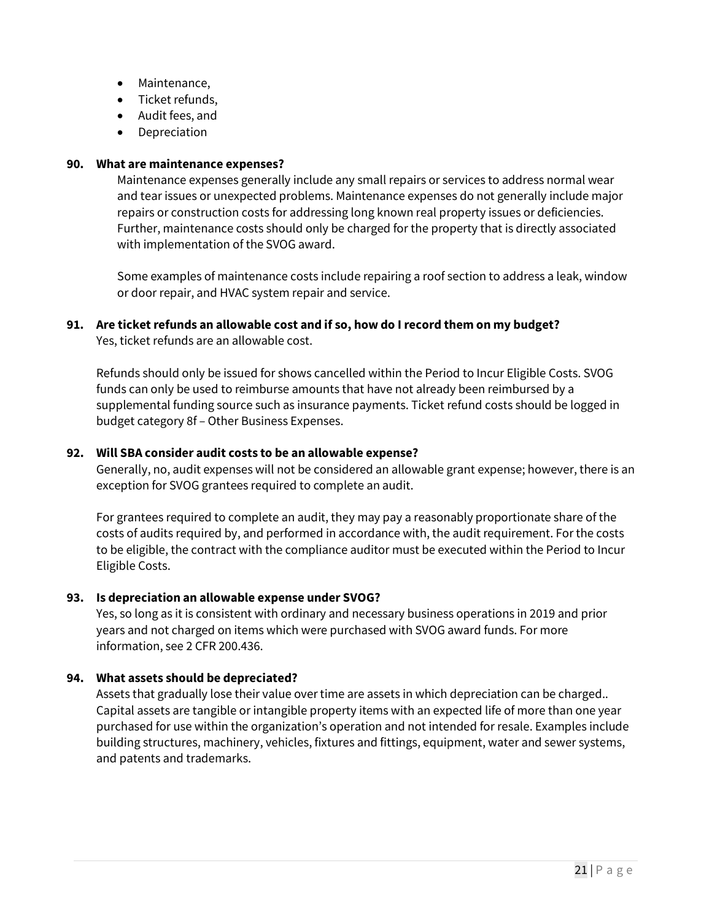- Maintenance,
- Ticket refunds,
- Audit fees, and
- Depreciation

**90. What are maintenance expenses?**

Maintenance expenses generally include any small repairs or services to address normal wear and tear issues or unexpected problems. Maintenance expenses do not generally include major repairs or construction costs for addressing long known real property issues or deficiencies. Further, maintenance costs should only be charged for the property that is directly associated with implementation of the SVOG award.

Some examples of maintenance costs include repairing a roof section to address a leak, window or door repair, and HVAC system repair and service.

**91. Are ticket refunds an allowable cost and if so, how do I record them on my budget?**

Yes, ticket refunds are an allowable cost.

Refunds should only be issued for shows cancelled within the Period to Incur Eligible Costs. SVOG funds can only be used to reimburse amounts that have not already been reimbursed by a supplemental funding source such as insurance payments. Ticket refund costs should be logged in budget category 8f – Other Business Expenses.

**92. Will SBA consider audit costs to be an allowable expense?**

Generally, no, audit expenses will not be considered an allowable grant expense; however, there is an exception for SVOG grantees required to complete an audit.

For grantees required to complete an audit, they may pay a reasonably proportionate share of the costs of audits required by, and performed in accordance with, the audit requirement. For the costs to be eligible, the contract with the compliance auditor must be executed within the Period to Incur Eligible Costs.

**93. Is depreciation an allowable expense under SVOG?**

Yes, so long as it is consistent with ordinary and necessary business operations in 2019 and prior years and not charged on items which were purchased with SVOG award funds. For more information, see 2 CFR 200.436.

**94. What assets should be depreciated?**

Assets that gradually lose their value over time are assets in which depreciation can be charged.. Capital assets are tangible or intangible property items with an expected life of more than one year purchased for use within the organization's operation and not intended for resale. Examples include building structures, machinery, vehicles, fixtures and fittings, equipment, water and sewer systems, and patents and trademarks.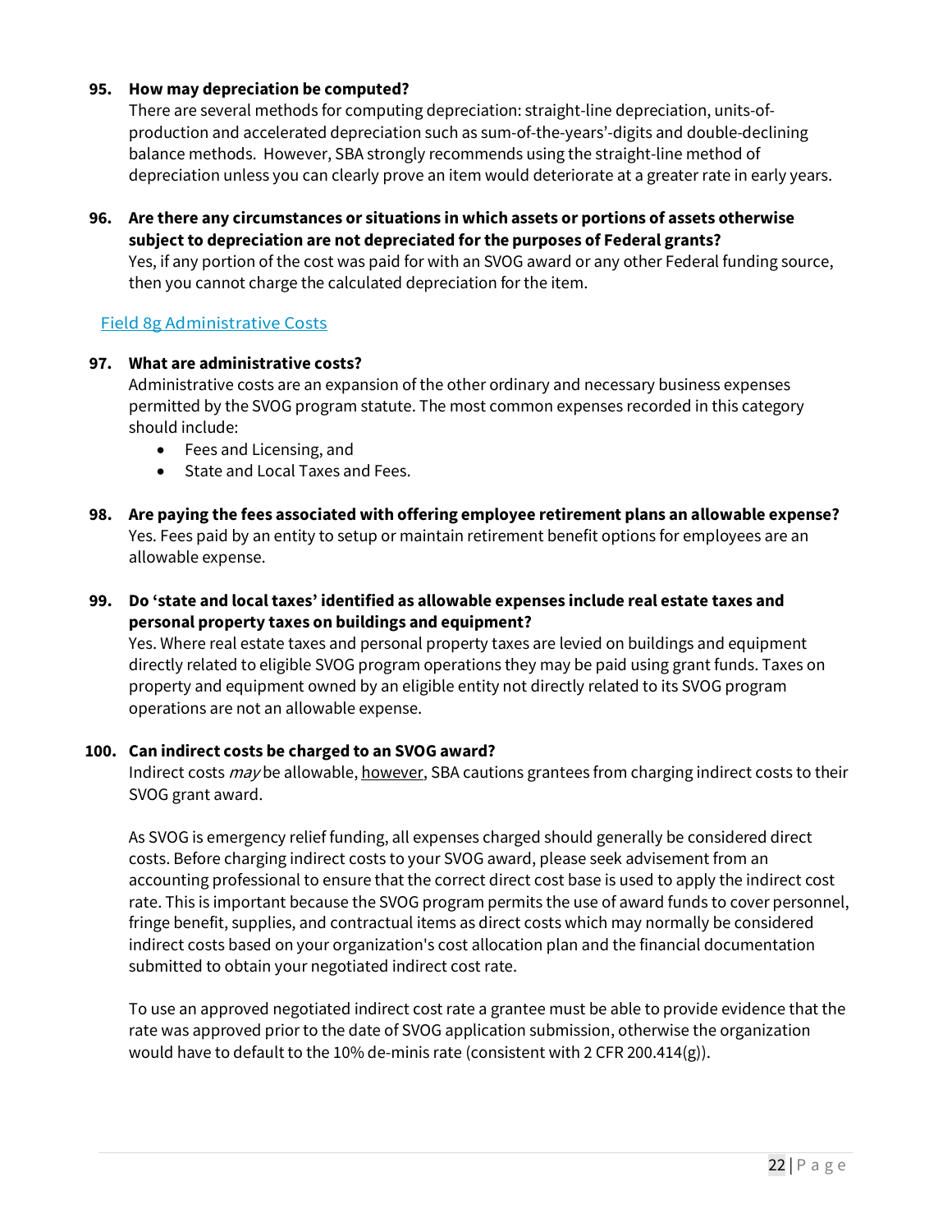**95. How may depreciation be computed?**

There are several methods for computing depreciation: straight-line depreciation, units-of-production and accelerated depreciation such as sum-of-the-years'-digits and double-declining balance methods. However, SBA strongly recommends using the straight-line method of depreciation unless you can clearly prove an item would deteriorate at a greater rate in early years.

**96. Are there any circumstances or situations in which assets or portions of assets otherwise subject to depreciation are not depreciated for the purposes of Federal grants?**

Yes, if any portion of the cost was paid for with an SVOG award or any other Federal funding source, then you cannot charge the calculated depreciation for the item.

## Field 8g Administrative Costs

**97. What are administrative costs?**

Administrative costs are an expansion of the other ordinary and necessary business expenses permitted by the SVOG program statute. The most common expenses recorded in this category should include:

- Fees and Licensing, and
- State and Local Taxes and Fees.

**98. Are paying the fees associated with offering employee retirement plans an allowable expense?**

Yes. Fees paid by an entity to setup or maintain retirement benefit options for employees are an allowable expense.

**99. Do 'state and local taxes' identified as allowable expenses include real estate taxes and personal property taxes on buildings and equipment?**

Yes. Where real estate taxes and personal property taxes are levied on buildings and equipment directly related to eligible SVOG program operations they may be paid using grant funds. Taxes on property and equipment owned by an eligible entity not directly related to its SVOG program operations are not an allowable expense.

**100. Can indirect costs be charged to an SVOG award?**

Indirect costs *may* be allowable, however, SBA cautions grantees from charging indirect costs to their SVOG grant award.

As SVOG is emergency relief funding, all expenses charged should generally be considered direct costs. Before charging indirect costs to your SVOG award, please seek advisement from an accounting professional to ensure that the correct direct cost base is used to apply the indirect cost rate. This is important because the SVOG program permits the use of award funds to cover personnel, fringe benefit, supplies, and contractual items as direct costs which may normally be considered indirect costs based on your organization's cost allocation plan and the financial documentation submitted to obtain your negotiated indirect cost rate.

To use an approved negotiated indirect cost rate a grantee must be able to provide evidence that the rate was approved prior to the date of SVOG application submission, otherwise the organization would have to default to the 10% de-minis rate (consistent with 2 CFR 200.414(g)).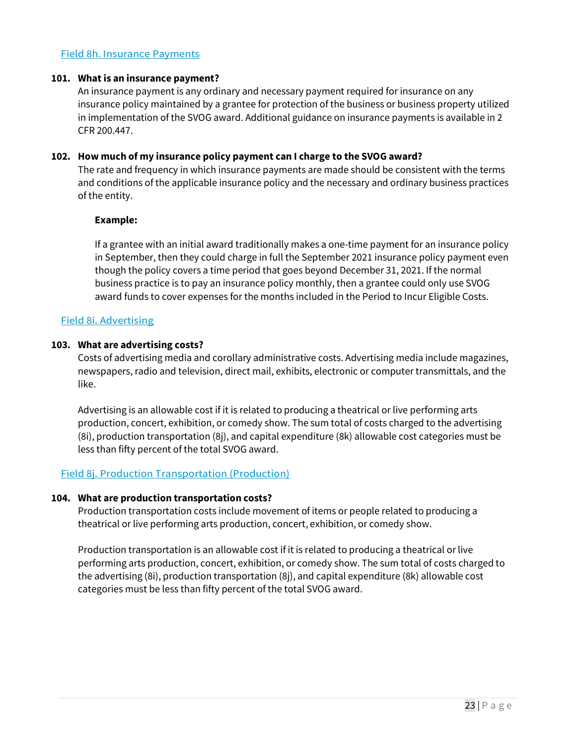## Field 8h. Insurance Payments

**101. What is an insurance payment?**

An insurance payment is any ordinary and necessary payment required for insurance on any insurance policy maintained by a grantee for protection of the business or business property utilized in implementation of the SVOG award. Additional guidance on insurance payments is available in 2 CFR 200.447.

**102. How much of my insurance policy payment can I charge to the SVOG award?**

The rate and frequency in which insurance payments are made should be consistent with the terms and conditions of the applicable insurance policy and the necessary and ordinary business practices of the entity.

> **Example:**
>
> If a grantee with an initial award traditionally makes a one-time payment for an insurance policy in September, then they could charge in full the September 2021 insurance policy payment even though the policy covers a time period that goes beyond December 31, 2021. If the normal business practice is to pay an insurance policy monthly, then a grantee could only use SVOG award funds to cover expenses for the months included in the Period to Incur Eligible Costs.

## Field 8i. Advertising

**103. What are advertising costs?**

Costs of advertising media and corollary administrative costs. Advertising media include magazines, newspapers, radio and television, direct mail, exhibits, electronic or computer transmittals, and the like.

Advertising is an allowable cost if it is related to producing a theatrical or live performing arts production, concert, exhibition, or comedy show. The sum total of costs charged to the advertising (8i), production transportation (8j), and capital expenditure (8k) allowable cost categories must be less than fifty percent of the total SVOG award.

## Field 8j. Production Transportation (Production)

**104. What are production transportation costs?**

Production transportation costs include movement of items or people related to producing a theatrical or live performing arts production, concert, exhibition, or comedy show.

Production transportation is an allowable cost if it is related to producing a theatrical or live performing arts production, concert, exhibition, or comedy show. The sum total of costs charged to the advertising (8i), production transportation (8j), and capital expenditure (8k) allowable cost categories must be less than fifty percent of the total SVOG award.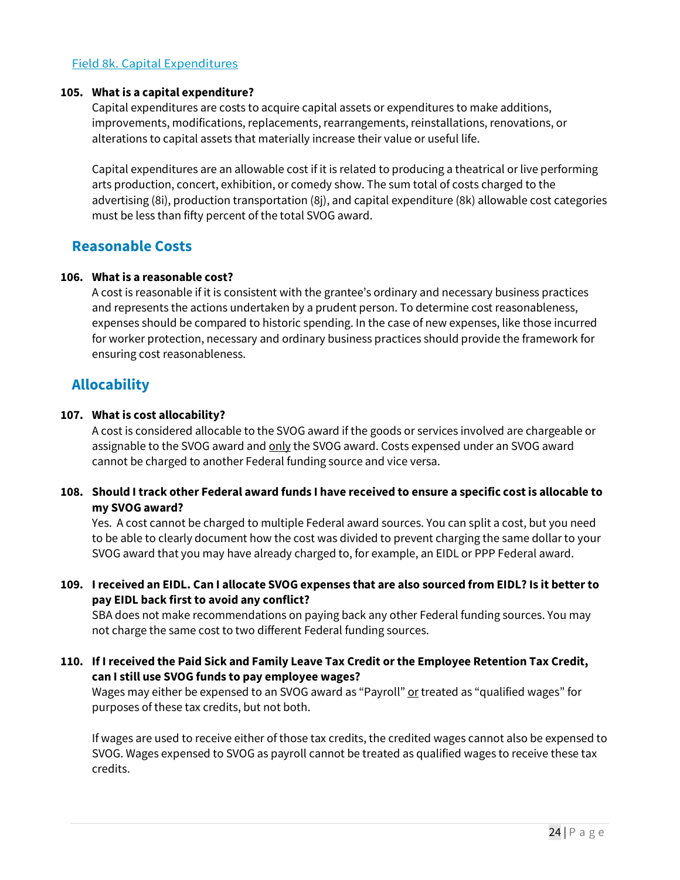[Field 8k. Capital Expenditures]

**105. What is a capital expenditure?**

Capital expenditures are costs to acquire capital assets or expenditures to make additions, improvements, modifications, replacements, rearrangements, reinstallations, renovations, or alterations to capital assets that materially increase their value or useful life.

Capital expenditures are an allowable cost if it is related to producing a theatrical or live performing arts production, concert, exhibition, or comedy show. The sum total of costs charged to the advertising (8i), production transportation (8j), and capital expenditure (8k) allowable cost categories must be less than fifty percent of the total SVOG award.

## Reasonable Costs

**106. What is a reasonable cost?**

A cost is reasonable if it is consistent with the grantee's ordinary and necessary business practices and represents the actions undertaken by a prudent person. To determine cost reasonableness, expenses should be compared to historic spending. In the case of new expenses, like those incurred for worker protection, necessary and ordinary business practices should provide the framework for ensuring cost reasonableness.

## Allocability

**107. What is cost allocability?**

A cost is considered allocable to the SVOG award if the goods or services involved are chargeable or assignable to the SVOG award and only the SVOG award. Costs expensed under an SVOG award cannot be charged to another Federal funding source and vice versa.

**108. Should I track other Federal award funds I have received to ensure a specific cost is allocable to my SVOG award?**

Yes. A cost cannot be charged to multiple Federal award sources. You can split a cost, but you need to be able to clearly document how the cost was divided to prevent charging the same dollar to your SVOG award that you may have already charged to, for example, an EIDL or PPP Federal award.

**109. I received an EIDL. Can I allocate SVOG expenses that are also sourced from EIDL? Is it better to pay EIDL back first to avoid any conflict?**

SBA does not make recommendations on paying back any other Federal funding sources. You may not charge the same cost to two different Federal funding sources.

**110. If I received the Paid Sick and Family Leave Tax Credit or the Employee Retention Tax Credit, can I still use SVOG funds to pay employee wages?**

Wages may either be expensed to an SVOG award as "Payroll" or treated as "qualified wages" for purposes of these tax credits, but not both.

If wages are used to receive either of those tax credits, the credited wages cannot also be expensed to SVOG. Wages expensed to SVOG as payroll cannot be treated as qualified wages to receive these tax credits.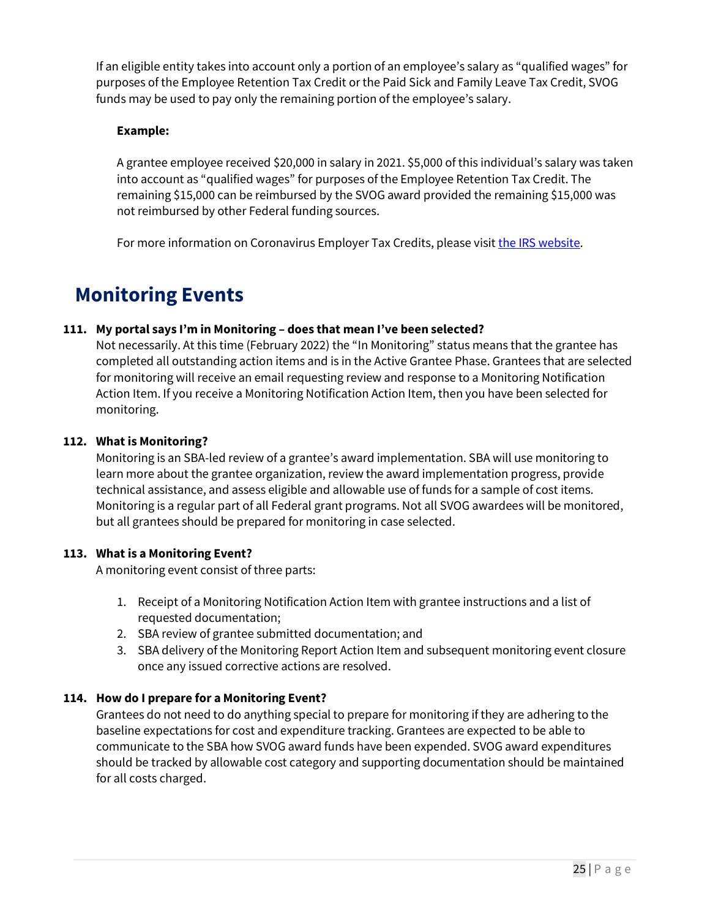If an eligible entity takes into account only a portion of an employee's salary as "qualified wages" for purposes of the Employee Retention Tax Credit or the Paid Sick and Family Leave Tax Credit, SVOG funds may be used to pay only the remaining portion of the employee's salary.

**Example:**

A grantee employee received $20,000 in salary in 2021. $5,000 of this individual's salary was taken into account as "qualified wages" for purposes of the Employee Retention Tax Credit. The remaining $15,000 can be reimbursed by the SVOG award provided the remaining $15,000 was not reimbursed by other Federal funding sources.

For more information on Coronavirus Employer Tax Credits, please visit the IRS website.

# Monitoring Events

**111. My portal says I'm in Monitoring – does that mean I've been selected?**

Not necessarily. At this time (February 2022) the "In Monitoring" status means that the grantee has completed all outstanding action items and is in the Active Grantee Phase. Grantees that are selected for monitoring will receive an email requesting review and response to a Monitoring Notification Action Item. If you receive a Monitoring Notification Action Item, then you have been selected for monitoring.

**112. What is Monitoring?**

Monitoring is an SBA-led review of a grantee's award implementation. SBA will use monitoring to learn more about the grantee organization, review the award implementation progress, provide technical assistance, and assess eligible and allowable use of funds for a sample of cost items. Monitoring is a regular part of all Federal grant programs. Not all SVOG awardees will be monitored, but all grantees should be prepared for monitoring in case selected.

**113. What is a Monitoring Event?**

A monitoring event consist of three parts:

1. Receipt of a Monitoring Notification Action Item with grantee instructions and a list of requested documentation;
2. SBA review of grantee submitted documentation; and
3. SBA delivery of the Monitoring Report Action Item and subsequent monitoring event closure once any issued corrective actions are resolved.

**114. How do I prepare for a Monitoring Event?**

Grantees do not need to do anything special to prepare for monitoring if they are adhering to the baseline expectations for cost and expenditure tracking. Grantees are expected to be able to communicate to the SBA how SVOG award funds have been expended. SVOG award expenditures should be tracked by allowable cost category and supporting documentation should be maintained for all costs charged.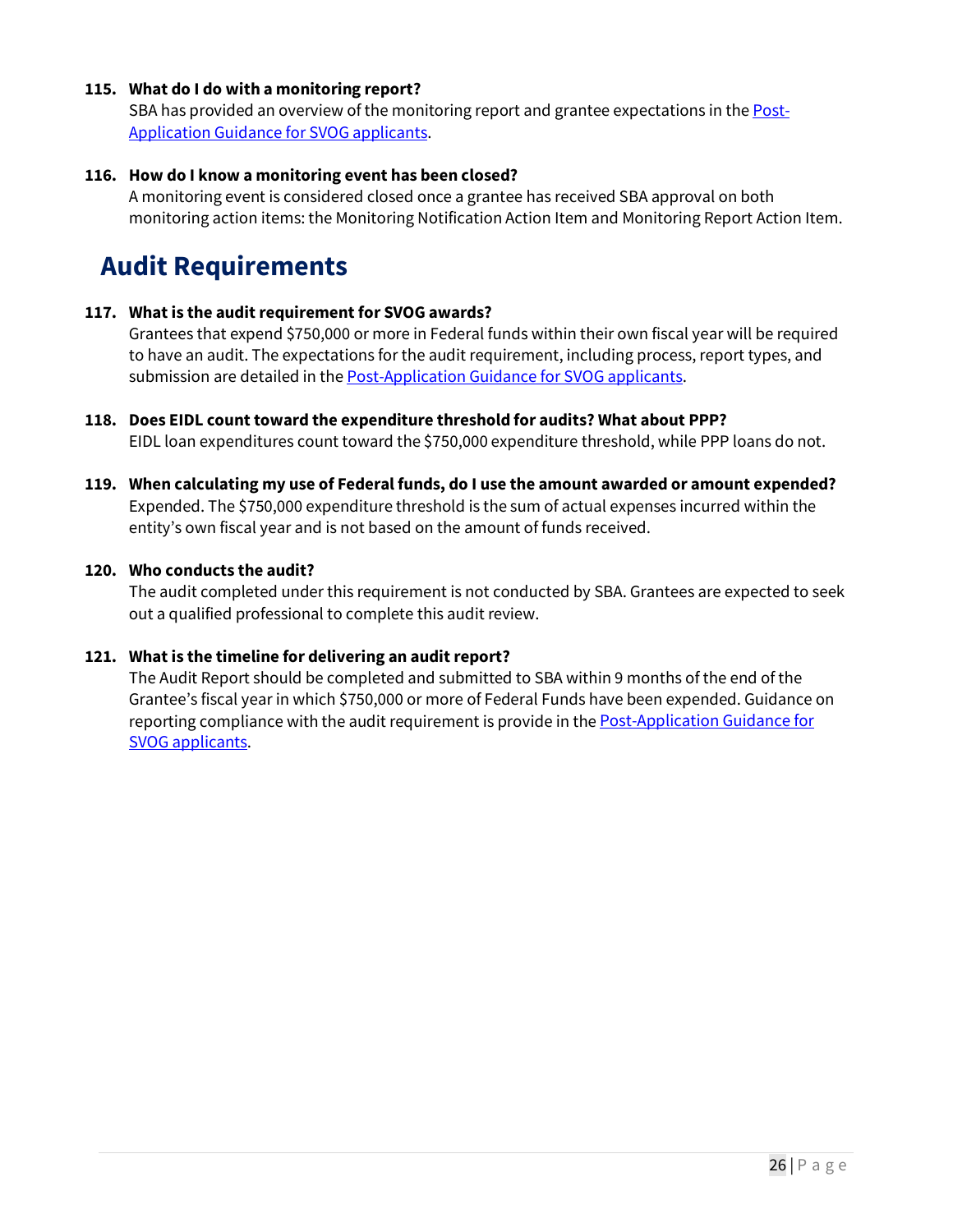**115. What do I do with a monitoring report?**

SBA has provided an overview of the monitoring report and grantee expectations in the [Post-Application Guidance for SVOG applicants](#).

**116. How do I know a monitoring event has been closed?**

A monitoring event is considered closed once a grantee has received SBA approval on both monitoring action items: the Monitoring Notification Action Item and Monitoring Report Action Item.

## Audit Requirements

**117. What is the audit requirement for SVOG awards?**

Grantees that expend $750,000 or more in Federal funds within their own fiscal year will be required to have an audit. The expectations for the audit requirement, including process, report types, and submission are detailed in the [Post-Application Guidance for SVOG applicants](#).

**118. Does EIDL count toward the expenditure threshold for audits? What about PPP?**

EIDL loan expenditures count toward the $750,000 expenditure threshold, while PPP loans do not.

**119. When calculating my use of Federal funds, do I use the amount awarded or amount expended?**

Expended. The $750,000 expenditure threshold is the sum of actual expenses incurred within the entity's own fiscal year and is not based on the amount of funds received.

**120. Who conducts the audit?**

The audit completed under this requirement is not conducted by SBA. Grantees are expected to seek out a qualified professional to complete this audit review.

**121. What is the timeline for delivering an audit report?**

The Audit Report should be completed and submitted to SBA within 9 months of the end of the Grantee's fiscal year in which $750,000 or more of Federal Funds have been expended. Guidance on reporting compliance with the audit requirement is provide in the [Post-Application Guidance for SVOG applicants](#).